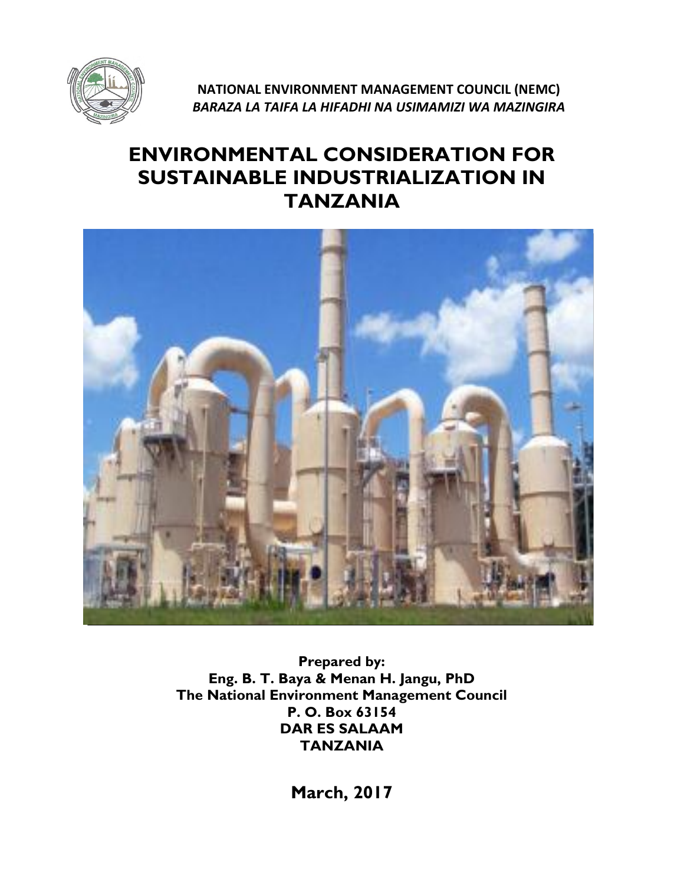**NATIONAL ENVIRONMENT MANAGEMENT COUNCIL (NEMC)**
***BARAZA LA TAIFA LA HIFADHI NA USIMAMIZI WA MAZINGIRA***

# ENVIRONMENTAL CONSIDERATION FOR SUSTAINABLE INDUSTRIALIZATION IN TANZANIA

**Prepared by:**
**Eng. B. T. Baya & Menan H. Jangu, PhD**
**The National Environment Management Council**
**P. O. Box 63154**
**DAR ES SALAAM**
**TANZANIA**

**March, 2017**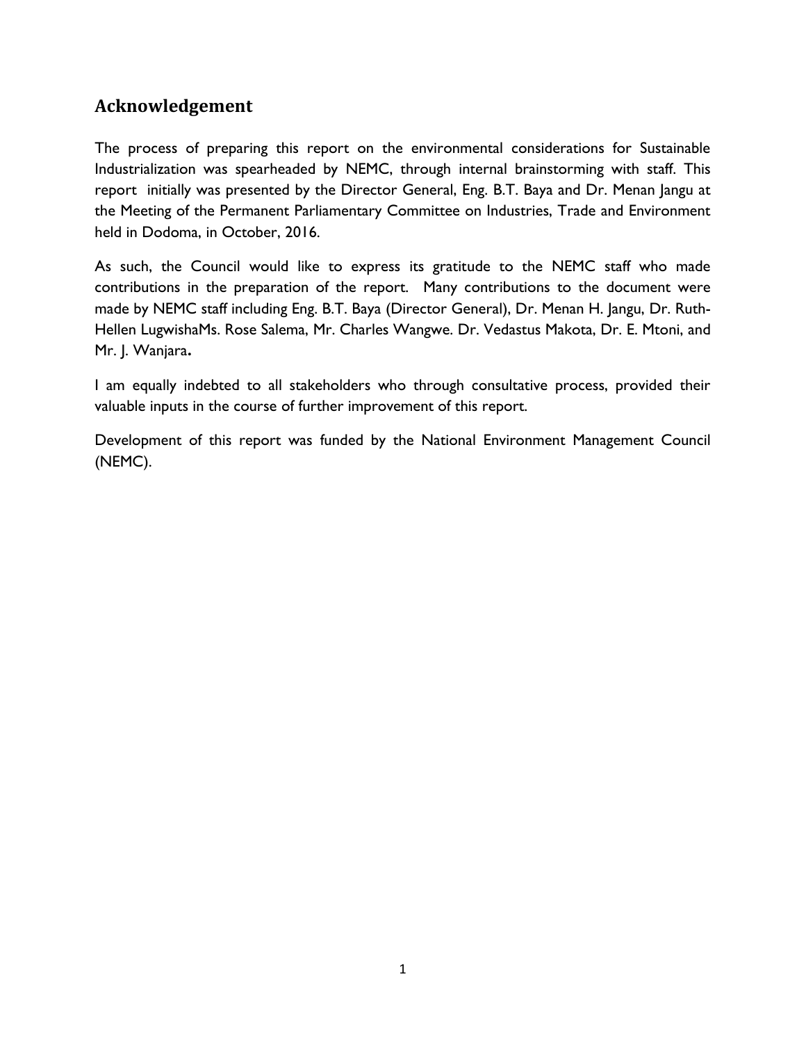## Acknowledgement

The process of preparing this report on the environmental considerations for Sustainable Industrialization was spearheaded by NEMC, through internal brainstorming with staff. This report initially was presented by the Director General, Eng. B.T. Baya and Dr. Menan Jangu at the Meeting of the Permanent Parliamentary Committee on Industries, Trade and Environment held in Dodoma, in October, 2016.

As such, the Council would like to express its gratitude to the NEMC staff who made contributions in the preparation of the report. Many contributions to the document were made by NEMC staff including Eng. B.T. Baya (Director General), Dr. Menan H. Jangu, Dr. Ruth-Hellen LugwishaMs. Rose Salema, Mr. Charles Wangwe. Dr. Vedastus Makota, Dr. E. Mtoni, and Mr. J. Wanjara**.**

I am equally indebted to all stakeholders who through consultative process, provided their valuable inputs in the course of further improvement of this report.

Development of this report was funded by the National Environment Management Council (NEMC).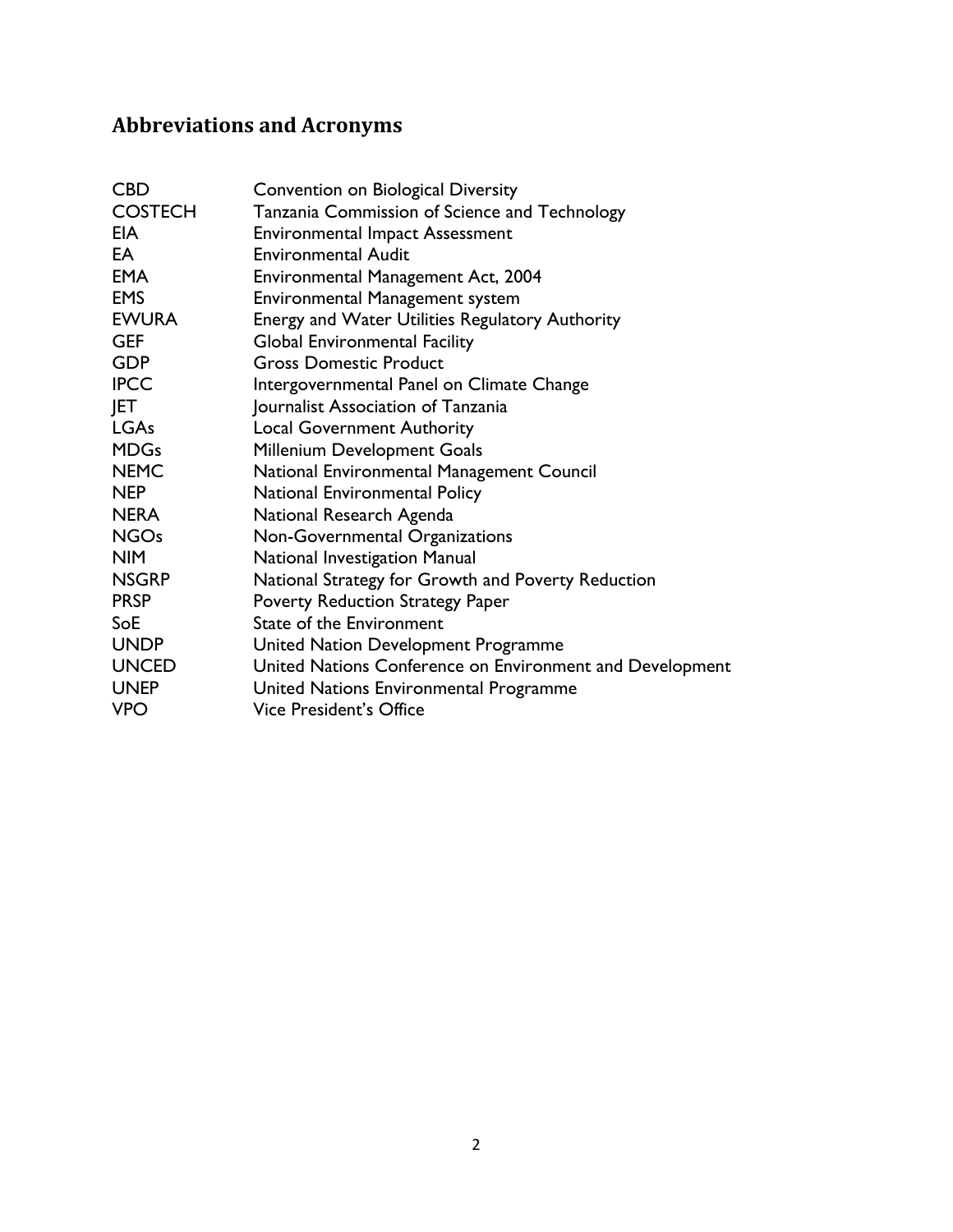## Abbreviations and Acronyms

| | |
|---|---|
| CBD | Convention on Biological Diversity |
| COSTECH | Tanzania Commission of Science and Technology |
| EIA | Environmental Impact Assessment |
| EA | Environmental Audit |
| EMA | Environmental Management Act, 2004 |
| EMS | Environmental Management system |
| EWURA | Energy and Water Utilities Regulatory Authority |
| GEF | Global Environmental Facility |
| GDP | Gross Domestic Product |
| IPCC | Intergovernmental Panel on Climate Change |
| JET | Journalist Association of Tanzania |
| LGAs | Local Government Authority |
| MDGs | Millenium Development Goals |
| NEMC | National Environmental Management Council |
| NEP | National Environmental Policy |
| NERA | National Research Agenda |
| NGOs | Non-Governmental Organizations |
| NIM | National Investigation Manual |
| NSGRP | National Strategy for Growth and Poverty Reduction |
| PRSP | Poverty Reduction Strategy Paper |
| SoE | State of the Environment |
| UNDP | United Nation Development Programme |
| UNCED | United Nations Conference on Environment and Development |
| UNEP | United Nations Environmental Programme |
| VPO | Vice President's Office |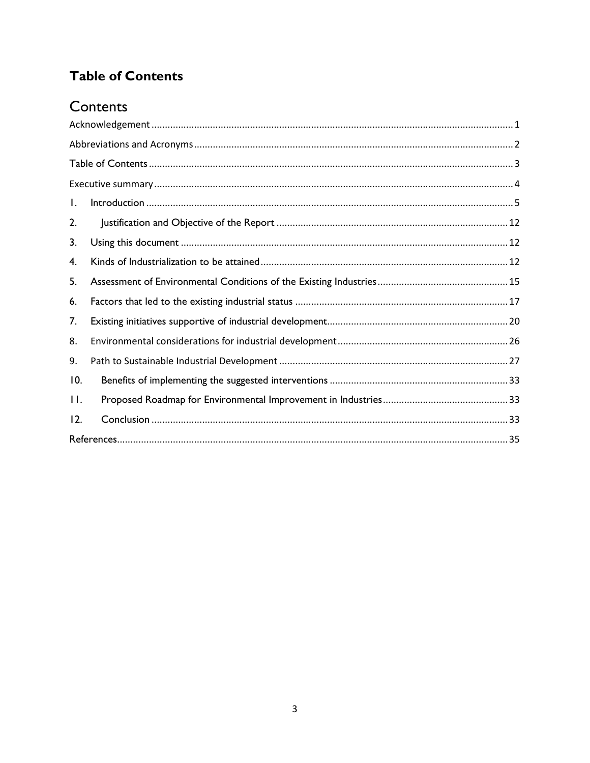## Table of Contents

# Contents

Acknowledgement ........ 1

Abbreviations and Acronyms ........ 2

Table of Contents ........ 3

Executive summary ........ 4

1. Introduction ........ 5
2. Justification and Objective of the Report ........ 12
3. Using this document ........ 12
4. Kinds of Industrialization to be attained ........ 12
5. Assessment of Environmental Conditions of the Existing Industries ........ 15
6. Factors that led to the existing industrial status ........ 17
7. Existing initiatives supportive of industrial development ........ 20
8. Environmental considerations for industrial development ........ 26
9. Path to Sustainable Industrial Development ........ 27
10. Benefits of implementing the suggested interventions ........ 33
11. Proposed Roadmap for Environmental Improvement in Industries ........ 33
12. Conclusion ........ 33

References ........ 35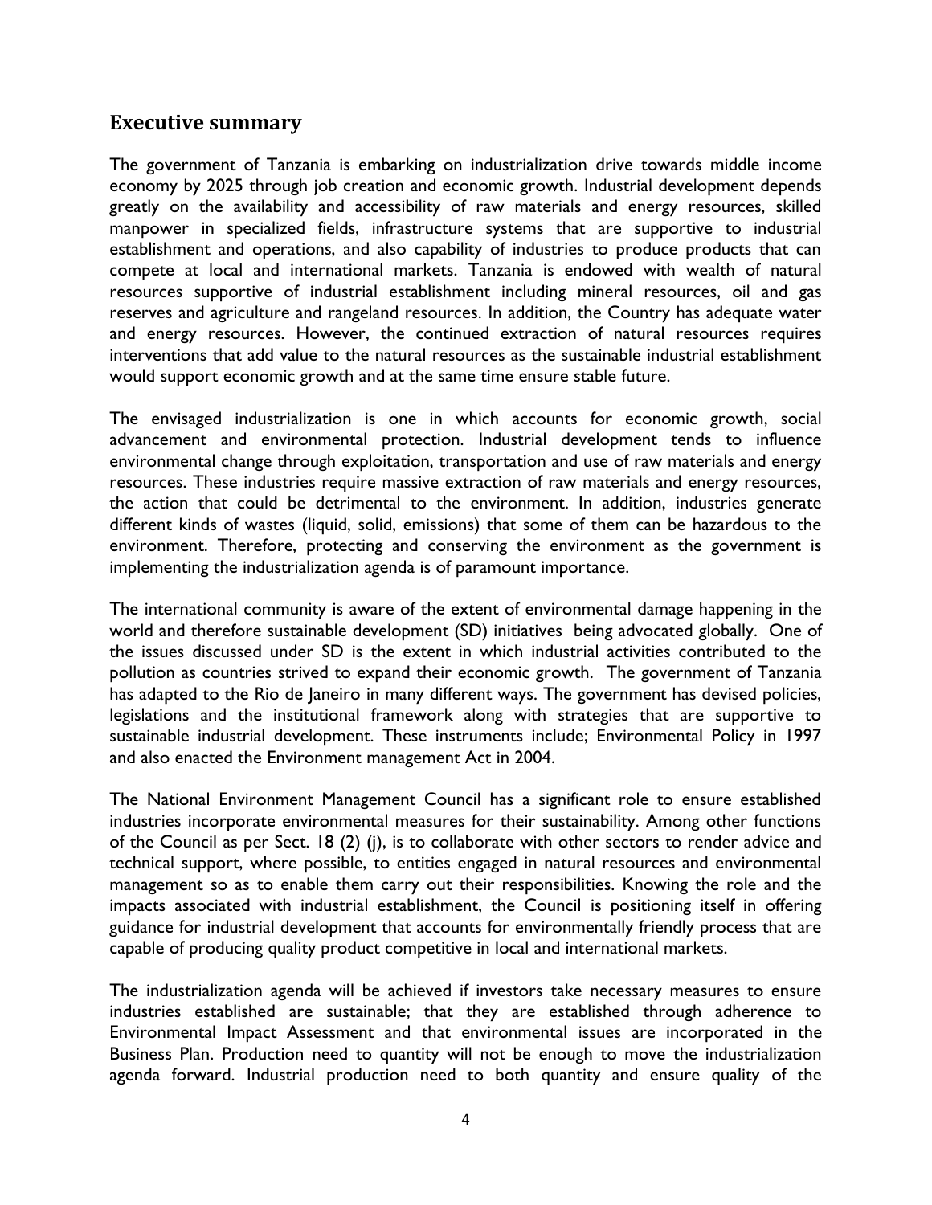## Executive summary

The government of Tanzania is embarking on industrialization drive towards middle income economy by 2025 through job creation and economic growth. Industrial development depends greatly on the availability and accessibility of raw materials and energy resources, skilled manpower in specialized fields, infrastructure systems that are supportive to industrial establishment and operations, and also capability of industries to produce products that can compete at local and international markets. Tanzania is endowed with wealth of natural resources supportive of industrial establishment including mineral resources, oil and gas reserves and agriculture and rangeland resources. In addition, the Country has adequate water and energy resources. However, the continued extraction of natural resources requires interventions that add value to the natural resources as the sustainable industrial establishment would support economic growth and at the same time ensure stable future.

The envisaged industrialization is one in which accounts for economic growth, social advancement and environmental protection. Industrial development tends to influence environmental change through exploitation, transportation and use of raw materials and energy resources. These industries require massive extraction of raw materials and energy resources, the action that could be detrimental to the environment. In addition, industries generate different kinds of wastes (liquid, solid, emissions) that some of them can be hazardous to the environment. Therefore, protecting and conserving the environment as the government is implementing the industrialization agenda is of paramount importance.

The international community is aware of the extent of environmental damage happening in the world and therefore sustainable development (SD) initiatives being advocated globally. One of the issues discussed under SD is the extent in which industrial activities contributed to the pollution as countries strived to expand their economic growth. The government of Tanzania has adapted to the Rio de Janeiro in many different ways. The government has devised policies, legislations and the institutional framework along with strategies that are supportive to sustainable industrial development. These instruments include; Environmental Policy in 1997 and also enacted the Environment management Act in 2004.

The National Environment Management Council has a significant role to ensure established industries incorporate environmental measures for their sustainability. Among other functions of the Council as per Sect. 18 (2) (j), is to collaborate with other sectors to render advice and technical support, where possible, to entities engaged in natural resources and environmental management so as to enable them carry out their responsibilities. Knowing the role and the impacts associated with industrial establishment, the Council is positioning itself in offering guidance for industrial development that accounts for environmentally friendly process that are capable of producing quality product competitive in local and international markets.

The industrialization agenda will be achieved if investors take necessary measures to ensure industries established are sustainable; that they are established through adherence to Environmental Impact Assessment and that environmental issues are incorporated in the Business Plan. Production need to quantity will not be enough to move the industrialization agenda forward. Industrial production need to both quantity and ensure quality of the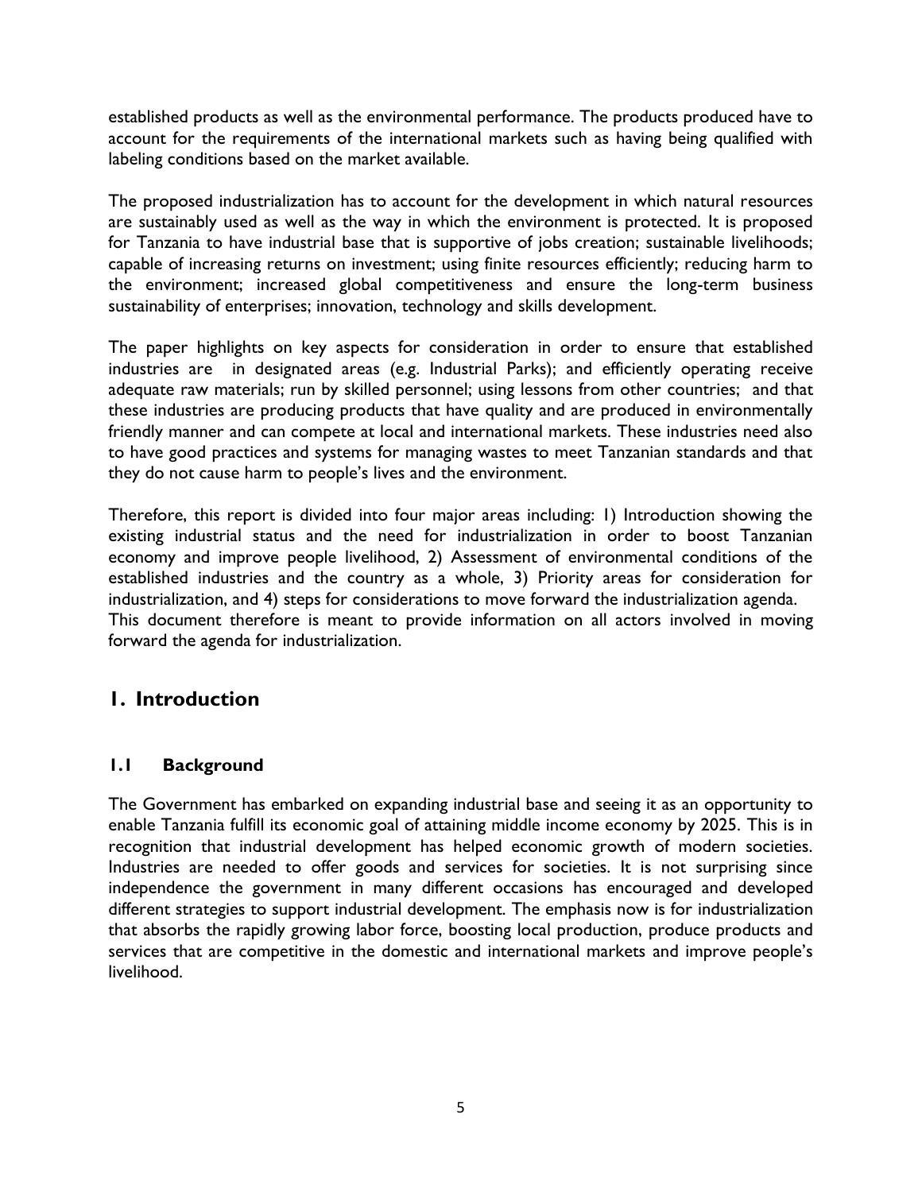established products as well as the environmental performance. The products produced have to account for the requirements of the international markets such as having being qualified with labeling conditions based on the market available.

The proposed industrialization has to account for the development in which natural resources are sustainably used as well as the way in which the environment is protected. It is proposed for Tanzania to have industrial base that is supportive of jobs creation; sustainable livelihoods; capable of increasing returns on investment; using finite resources efficiently; reducing harm to the environment; increased global competitiveness and ensure the long-term business sustainability of enterprises; innovation, technology and skills development.

The paper highlights on key aspects for consideration in order to ensure that established industries are in designated areas (e.g. Industrial Parks); and efficiently operating receive adequate raw materials; run by skilled personnel; using lessons from other countries; and that these industries are producing products that have quality and are produced in environmentally friendly manner and can compete at local and international markets. These industries need also to have good practices and systems for managing wastes to meet Tanzanian standards and that they do not cause harm to people's lives and the environment.

Therefore, this report is divided into four major areas including: 1) Introduction showing the existing industrial status and the need for industrialization in order to boost Tanzanian economy and improve people livelihood, 2) Assessment of environmental conditions of the established industries and the country as a whole, 3) Priority areas for consideration for industrialization, and 4) steps for considerations to move forward the industrialization agenda. This document therefore is meant to provide information on all actors involved in moving forward the agenda for industrialization.

# 1. Introduction

## 1.1 Background

The Government has embarked on expanding industrial base and seeing it as an opportunity to enable Tanzania fulfill its economic goal of attaining middle income economy by 2025. This is in recognition that industrial development has helped economic growth of modern societies. Industries are needed to offer goods and services for societies. It is not surprising since independence the government in many different occasions has encouraged and developed different strategies to support industrial development. The emphasis now is for industrialization that absorbs the rapidly growing labor force, boosting local production, produce products and services that are competitive in the domestic and international markets and improve people's livelihood.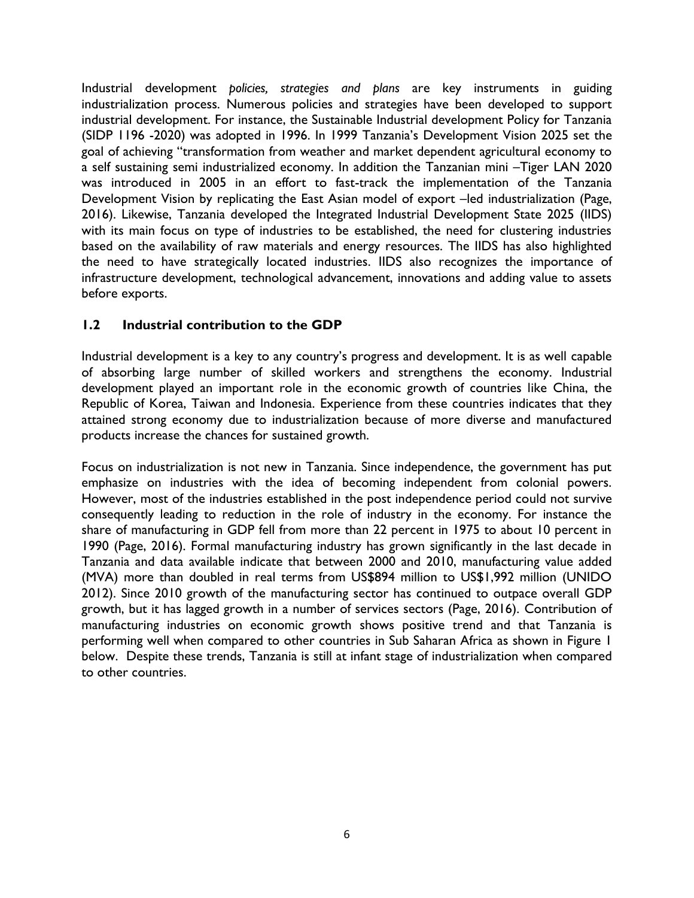Industrial development *policies, strategies and plans* are key instruments in guiding industrialization process. Numerous policies and strategies have been developed to support industrial development. For instance, the Sustainable Industrial development Policy for Tanzania (SIDP 1196 -2020) was adopted in 1996. In 1999 Tanzania's Development Vision 2025 set the goal of achieving "transformation from weather and market dependent agricultural economy to a self sustaining semi industrialized economy. In addition the Tanzanian mini –Tiger LAN 2020 was introduced in 2005 in an effort to fast-track the implementation of the Tanzania Development Vision by replicating the East Asian model of export –led industrialization (Page, 2016). Likewise, Tanzania developed the Integrated Industrial Development State 2025 (IIDS) with its main focus on type of industries to be established, the need for clustering industries based on the availability of raw materials and energy resources. The IIDS has also highlighted the need to have strategically located industries. IIDS also recognizes the importance of infrastructure development, technological advancement, innovations and adding value to assets before exports.

## 1.2 Industrial contribution to the GDP

Industrial development is a key to any country's progress and development. It is as well capable of absorbing large number of skilled workers and strengthens the economy. Industrial development played an important role in the economic growth of countries like China, the Republic of Korea, Taiwan and Indonesia. Experience from these countries indicates that they attained strong economy due to industrialization because of more diverse and manufactured products increase the chances for sustained growth.

Focus on industrialization is not new in Tanzania. Since independence, the government has put emphasize on industries with the idea of becoming independent from colonial powers. However, most of the industries established in the post independence period could not survive consequently leading to reduction in the role of industry in the economy. For instance the share of manufacturing in GDP fell from more than 22 percent in 1975 to about 10 percent in 1990 (Page, 2016). Formal manufacturing industry has grown significantly in the last decade in Tanzania and data available indicate that between 2000 and 2010, manufacturing value added (MVA) more than doubled in real terms from US$894 million to US$1,992 million (UNIDO 2012). Since 2010 growth of the manufacturing sector has continued to outpace overall GDP growth, but it has lagged growth in a number of services sectors (Page, 2016). Contribution of manufacturing industries on economic growth shows positive trend and that Tanzania is performing well when compared to other countries in Sub Saharan Africa as shown in Figure 1 below. Despite these trends, Tanzania is still at infant stage of industrialization when compared to other countries.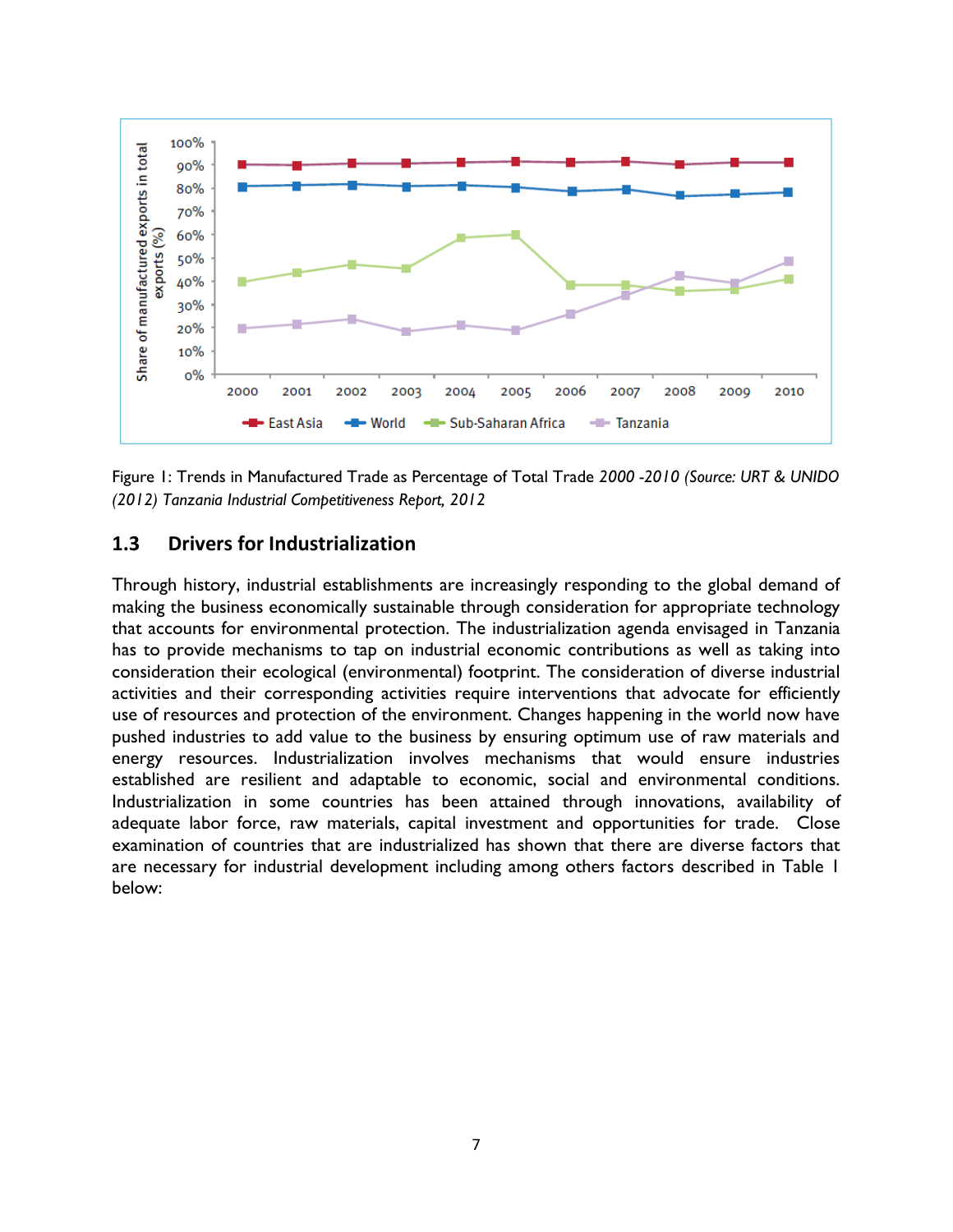Figure 1: Trends in Manufactured Trade as Percentage of Total Trade *2000 -2010 (Source: URT & UNIDO (2012) Tanzania Industrial Competitiveness Report, 2012*

## 1.3 Drivers for Industrialization

Through history, industrial establishments are increasingly responding to the global demand of making the business economically sustainable through consideration for appropriate technology that accounts for environmental protection. The industrialization agenda envisaged in Tanzania has to provide mechanisms to tap on industrial economic contributions as well as taking into consideration their ecological (environmental) footprint. The consideration of diverse industrial activities and their corresponding activities require interventions that advocate for efficiently use of resources and protection of the environment. Changes happening in the world now have pushed industries to add value to the business by ensuring optimum use of raw materials and energy resources. Industrialization involves mechanisms that would ensure industries established are resilient and adaptable to economic, social and environmental conditions. Industrialization in some countries has been attained through innovations, availability of adequate labor force, raw materials, capital investment and opportunities for trade. Close examination of countries that are industrialized has shown that there are diverse factors that are necessary for industrial development including among others factors described in Table 1 below: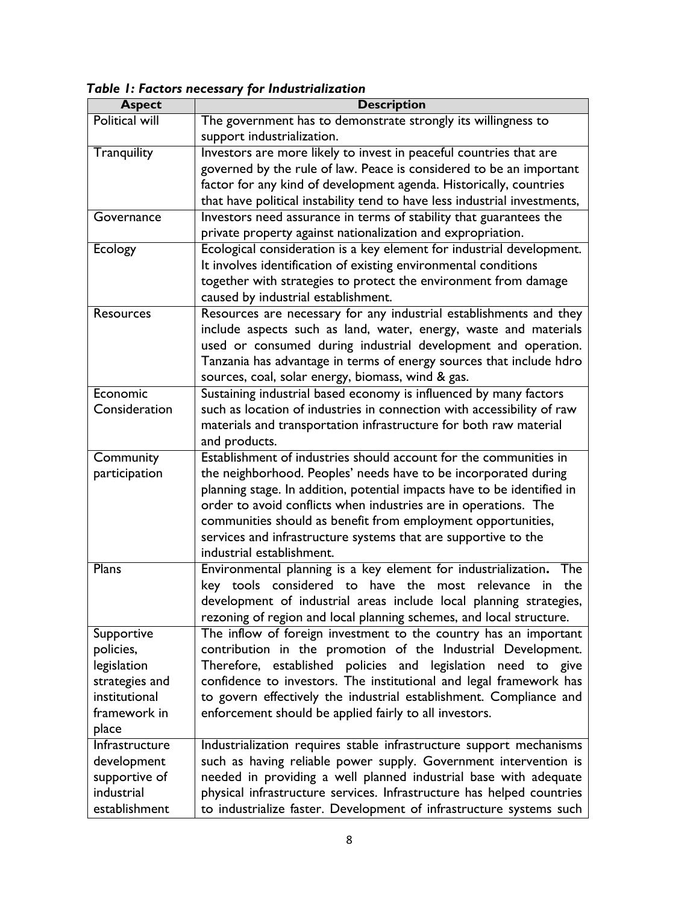***Table 1: Factors necessary for Industrialization***

| Aspect | Description |
|---|---|
| Political will | The government has to demonstrate strongly its willingness to support industrialization. |
| Tranquility | Investors are more likely to invest in peaceful countries that are governed by the rule of law. Peace is considered to be an important factor for any kind of development agenda. Historically, countries that have political instability tend to have less industrial investments, |
| Governance | Investors need assurance in terms of stability that guarantees the private property against nationalization and expropriation. |
| Ecology | Ecological consideration is a key element for industrial development. It involves identification of existing environmental conditions together with strategies to protect the environment from damage caused by industrial establishment. |
| Resources | Resources are necessary for any industrial establishments and they include aspects such as land, water, energy, waste and materials used or consumed during industrial development and operation. Tanzania has advantage in terms of energy sources that include hdro sources, coal, solar energy, biomass, wind & gas. |
| Economic Consideration | Sustaining industrial based economy is influenced by many factors such as location of industries in connection with accessibility of raw materials and transportation infrastructure for both raw material and products. |
| Community participation | Establishment of industries should account for the communities in the neighborhood. Peoples' needs have to be incorporated during planning stage. In addition, potential impacts have to be identified in order to avoid conflicts when industries are in operations. The communities should as benefit from employment opportunities, services and infrastructure systems that are supportive to the industrial establishment. |
| Plans | Environmental planning is a key element for industrialization**.** The key tools considered to have the most relevance in the development of industrial areas include local planning strategies, rezoning of region and local planning schemes, and local structure. |
| Supportive policies, legislation strategies and institutional framework in place | The inflow of foreign investment to the country has an important contribution in the promotion of the Industrial Development. Therefore, established policies and legislation need to give confidence to investors. The institutional and legal framework has to govern effectively the industrial establishment. Compliance and enforcement should be applied fairly to all investors. |
| Infrastructure development supportive of industrial establishment | Industrialization requires stable infrastructure support mechanisms such as having reliable power supply. Government intervention is needed in providing a well planned industrial base with adequate physical infrastructure services. Infrastructure has helped countries to industrialize faster. Development of infrastructure systems such |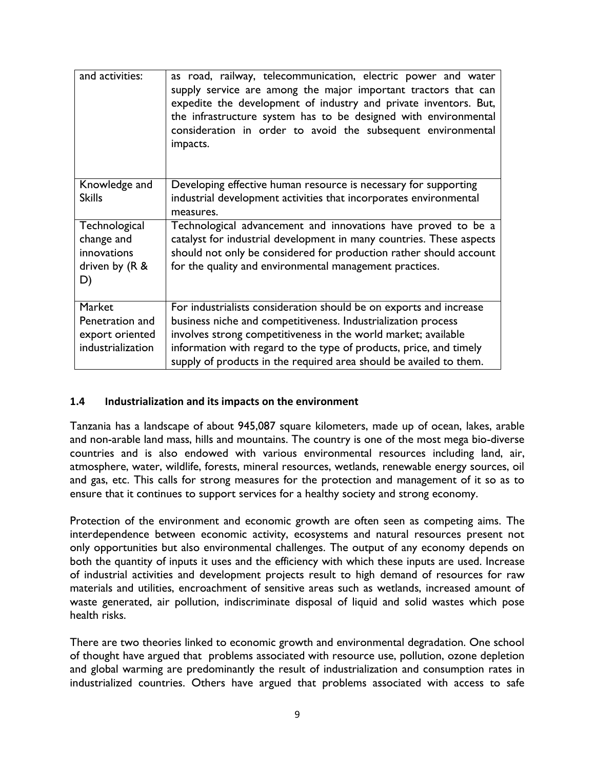| | |
|---|---|
| and activities: | as road, railway, telecommunication, electric power and water supply service are among the major important tractors that can expedite the development of industry and private inventors. But, the infrastructure system has to be designed with environmental consideration in order to avoid the subsequent environmental impacts. |
| Knowledge and Skills | Developing effective human resource is necessary for supporting industrial development activities that incorporates environmental measures. |
| Technological change and innovations driven by (R & D) | Technological advancement and innovations have proved to be a catalyst for industrial development in many countries. These aspects should not only be considered for production rather should account for the quality and environmental management practices. |
| Market Penetration and export oriented industrialization | For industrialists consideration should be on exports and increase business niche and competitiveness. Industrialization process involves strong competitiveness in the world market; available information with regard to the type of products, price, and timely supply of products in the required area should be availed to them. |

### 1.4 Industrialization and its impacts on the environment

Tanzania has a landscape of about 945,087 square kilometers, made up of ocean, lakes, arable and non-arable land mass, hills and mountains. The country is one of the most mega bio-diverse countries and is also endowed with various environmental resources including land, air, atmosphere, water, wildlife, forests, mineral resources, wetlands, renewable energy sources, oil and gas, etc. This calls for strong measures for the protection and management of it so as to ensure that it continues to support services for a healthy society and strong economy.

Protection of the environment and economic growth are often seen as competing aims. The interdependence between economic activity, ecosystems and natural resources present not only opportunities but also environmental challenges. The output of any economy depends on both the quantity of inputs it uses and the efficiency with which these inputs are used. Increase of industrial activities and development projects result to high demand of resources for raw materials and utilities, encroachment of sensitive areas such as wetlands, increased amount of waste generated, air pollution, indiscriminate disposal of liquid and solid wastes which pose health risks.

There are two theories linked to economic growth and environmental degradation. One school of thought have argued that problems associated with resource use, pollution, ozone depletion and global warming are predominantly the result of industrialization and consumption rates in industrialized countries. Others have argued that problems associated with access to safe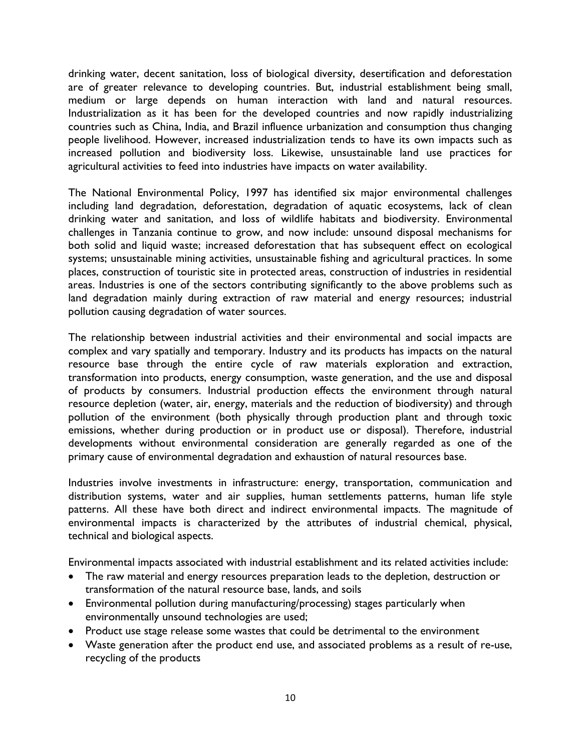drinking water, decent sanitation, loss of biological diversity, desertification and deforestation are of greater relevance to developing countries. But, industrial establishment being small, medium or large depends on human interaction with land and natural resources. Industrialization as it has been for the developed countries and now rapidly industrializing countries such as China, India, and Brazil influence urbanization and consumption thus changing people livelihood. However, increased industrialization tends to have its own impacts such as increased pollution and biodiversity loss. Likewise, unsustainable land use practices for agricultural activities to feed into industries have impacts on water availability.

The National Environmental Policy, 1997 has identified six major environmental challenges including land degradation, deforestation, degradation of aquatic ecosystems, lack of clean drinking water and sanitation, and loss of wildlife habitats and biodiversity. Environmental challenges in Tanzania continue to grow, and now include: unsound disposal mechanisms for both solid and liquid waste; increased deforestation that has subsequent effect on ecological systems; unsustainable mining activities, unsustainable fishing and agricultural practices. In some places, construction of touristic site in protected areas, construction of industries in residential areas. Industries is one of the sectors contributing significantly to the above problems such as land degradation mainly during extraction of raw material and energy resources; industrial pollution causing degradation of water sources.

The relationship between industrial activities and their environmental and social impacts are complex and vary spatially and temporary. Industry and its products has impacts on the natural resource base through the entire cycle of raw materials exploration and extraction, transformation into products, energy consumption, waste generation, and the use and disposal of products by consumers. Industrial production effects the environment through natural resource depletion (water, air, energy, materials and the reduction of biodiversity) and through pollution of the environment (both physically through production plant and through toxic emissions, whether during production or in product use or disposal). Therefore, industrial developments without environmental consideration are generally regarded as one of the primary cause of environmental degradation and exhaustion of natural resources base.

Industries involve investments in infrastructure: energy, transportation, communication and distribution systems, water and air supplies, human settlements patterns, human life style patterns. All these have both direct and indirect environmental impacts. The magnitude of environmental impacts is characterized by the attributes of industrial chemical, physical, technical and biological aspects.

Environmental impacts associated with industrial establishment and its related activities include:

- The raw material and energy resources preparation leads to the depletion, destruction or transformation of the natural resource base, lands, and soils
- Environmental pollution during manufacturing/processing) stages particularly when environmentally unsound technologies are used;
- Product use stage release some wastes that could be detrimental to the environment
- Waste generation after the product end use, and associated problems as a result of re-use, recycling of the products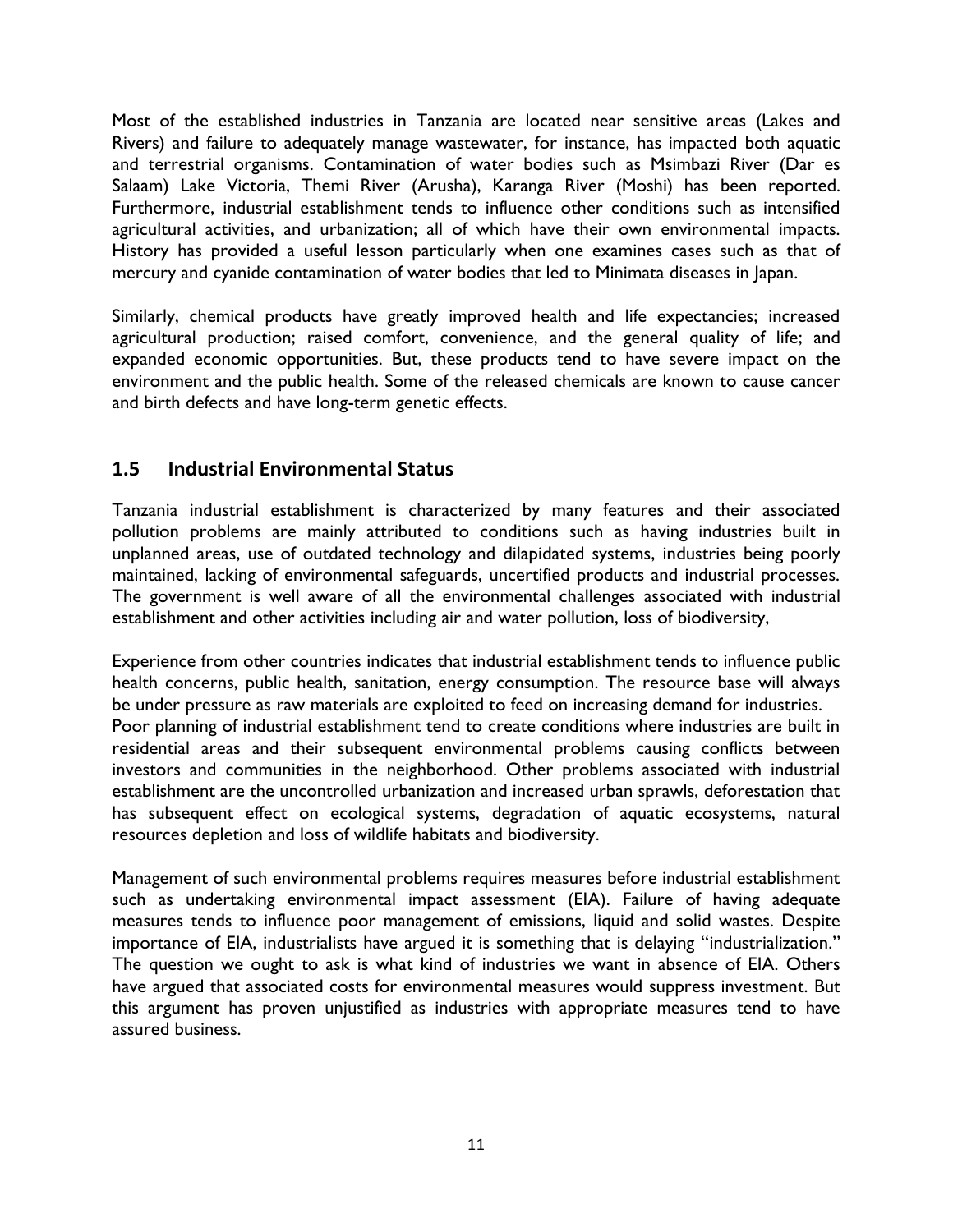Most of the established industries in Tanzania are located near sensitive areas (Lakes and Rivers) and failure to adequately manage wastewater, for instance, has impacted both aquatic and terrestrial organisms. Contamination of water bodies such as Msimbazi River (Dar es Salaam) Lake Victoria, Themi River (Arusha), Karanga River (Moshi) has been reported. Furthermore, industrial establishment tends to influence other conditions such as intensified agricultural activities, and urbanization; all of which have their own environmental impacts. History has provided a useful lesson particularly when one examines cases such as that of mercury and cyanide contamination of water bodies that led to Minimata diseases in Japan.

Similarly, chemical products have greatly improved health and life expectancies; increased agricultural production; raised comfort, convenience, and the general quality of life; and expanded economic opportunities. But, these products tend to have severe impact on the environment and the public health. Some of the released chemicals are known to cause cancer and birth defects and have long-term genetic effects.

## 1.5 Industrial Environmental Status

Tanzania industrial establishment is characterized by many features and their associated pollution problems are mainly attributed to conditions such as having industries built in unplanned areas, use of outdated technology and dilapidated systems, industries being poorly maintained, lacking of environmental safeguards, uncertified products and industrial processes. The government is well aware of all the environmental challenges associated with industrial establishment and other activities including air and water pollution, loss of biodiversity,

Experience from other countries indicates that industrial establishment tends to influence public health concerns, public health, sanitation, energy consumption. The resource base will always be under pressure as raw materials are exploited to feed on increasing demand for industries.
Poor planning of industrial establishment tend to create conditions where industries are built in residential areas and their subsequent environmental problems causing conflicts between investors and communities in the neighborhood. Other problems associated with industrial establishment are the uncontrolled urbanization and increased urban sprawls, deforestation that has subsequent effect on ecological systems, degradation of aquatic ecosystems, natural resources depletion and loss of wildlife habitats and biodiversity.

Management of such environmental problems requires measures before industrial establishment such as undertaking environmental impact assessment (EIA). Failure of having adequate measures tends to influence poor management of emissions, liquid and solid wastes. Despite importance of EIA, industrialists have argued it is something that is delaying "industrialization." The question we ought to ask is what kind of industries we want in absence of EIA. Others have argued that associated costs for environmental measures would suppress investment. But this argument has proven unjustified as industries with appropriate measures tend to have assured business.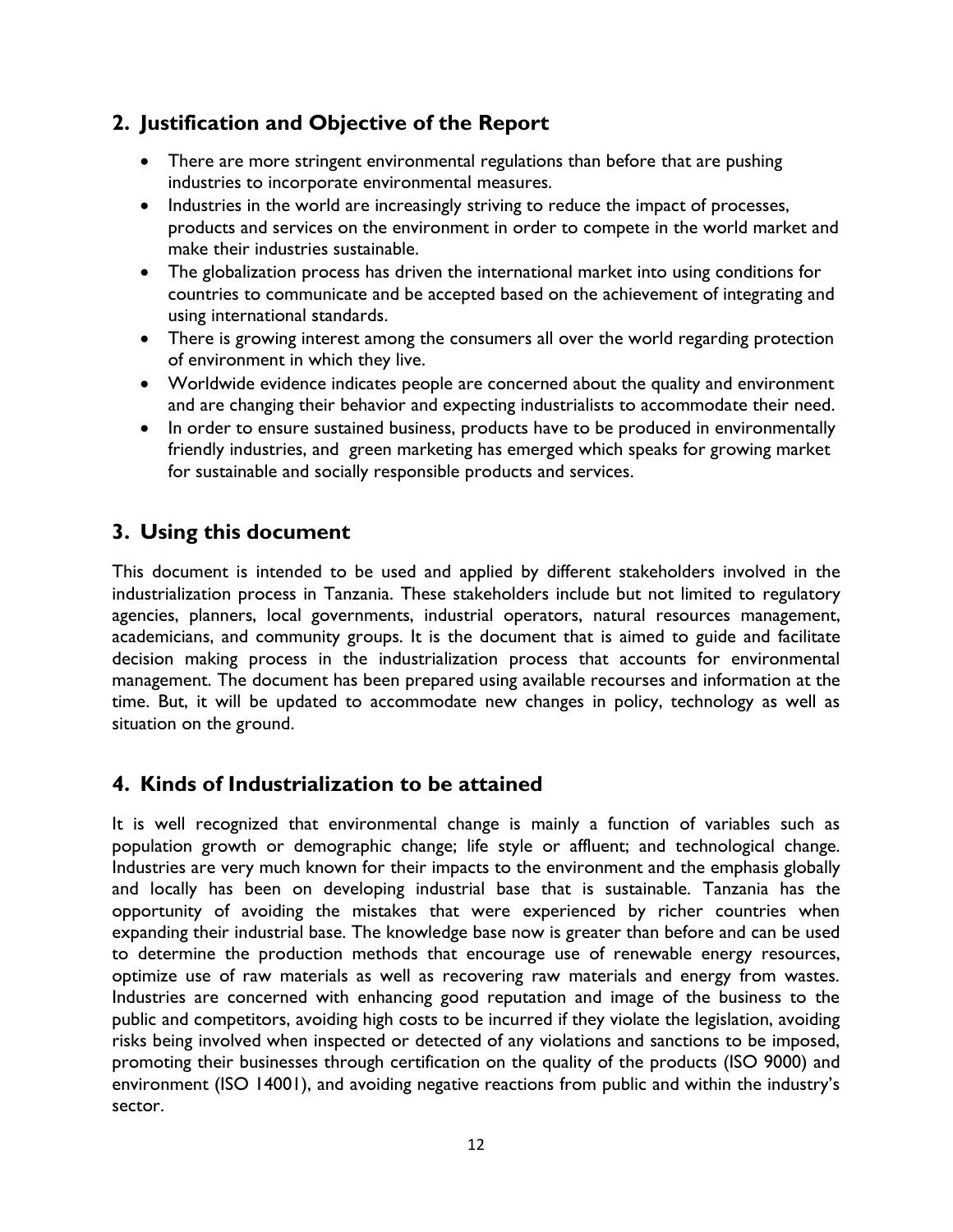## 2. Justification and Objective of the Report

- There are more stringent environmental regulations than before that are pushing industries to incorporate environmental measures.
- Industries in the world are increasingly striving to reduce the impact of processes, products and services on the environment in order to compete in the world market and make their industries sustainable.
- The globalization process has driven the international market into using conditions for countries to communicate and be accepted based on the achievement of integrating and using international standards.
- There is growing interest among the consumers all over the world regarding protection of environment in which they live.
- Worldwide evidence indicates people are concerned about the quality and environment and are changing their behavior and expecting industrialists to accommodate their need.
- In order to ensure sustained business, products have to be produced in environmentally friendly industries, and green marketing has emerged which speaks for growing market for sustainable and socially responsible products and services.

## 3. Using this document

This document is intended to be used and applied by different stakeholders involved in the industrialization process in Tanzania. These stakeholders include but not limited to regulatory agencies, planners, local governments, industrial operators, natural resources management, academicians, and community groups. It is the document that is aimed to guide and facilitate decision making process in the industrialization process that accounts for environmental management. The document has been prepared using available recourses and information at the time. But, it will be updated to accommodate new changes in policy, technology as well as situation on the ground.

## 4. Kinds of Industrialization to be attained

It is well recognized that environmental change is mainly a function of variables such as population growth or demographic change; life style or affluent; and technological change. Industries are very much known for their impacts to the environment and the emphasis globally and locally has been on developing industrial base that is sustainable. Tanzania has the opportunity of avoiding the mistakes that were experienced by richer countries when expanding their industrial base. The knowledge base now is greater than before and can be used to determine the production methods that encourage use of renewable energy resources, optimize use of raw materials as well as recovering raw materials and energy from wastes. Industries are concerned with enhancing good reputation and image of the business to the public and competitors, avoiding high costs to be incurred if they violate the legislation, avoiding risks being involved when inspected or detected of any violations and sanctions to be imposed, promoting their businesses through certification on the quality of the products (ISO 9000) and environment (ISO 14001), and avoiding negative reactions from public and within the industry's sector.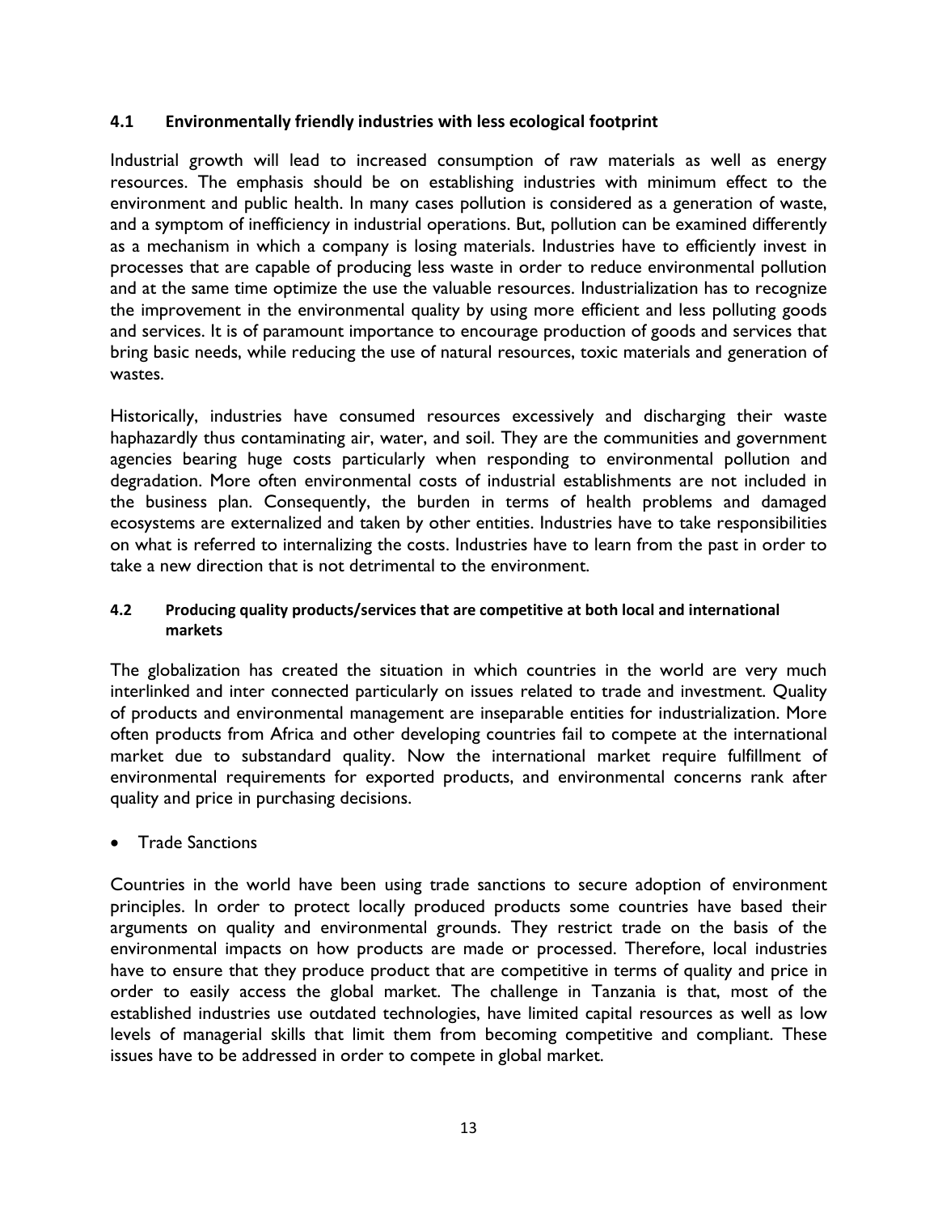### 4.1 Environmentally friendly industries with less ecological footprint

Industrial growth will lead to increased consumption of raw materials as well as energy resources. The emphasis should be on establishing industries with minimum effect to the environment and public health. In many cases pollution is considered as a generation of waste, and a symptom of inefficiency in industrial operations. But, pollution can be examined differently as a mechanism in which a company is losing materials. Industries have to efficiently invest in processes that are capable of producing less waste in order to reduce environmental pollution and at the same time optimize the use the valuable resources. Industrialization has to recognize the improvement in the environmental quality by using more efficient and less polluting goods and services. It is of paramount importance to encourage production of goods and services that bring basic needs, while reducing the use of natural resources, toxic materials and generation of wastes.

Historically, industries have consumed resources excessively and discharging their waste haphazardly thus contaminating air, water, and soil. They are the communities and government agencies bearing huge costs particularly when responding to environmental pollution and degradation. More often environmental costs of industrial establishments are not included in the business plan. Consequently, the burden in terms of health problems and damaged ecosystems are externalized and taken by other entities. Industries have to take responsibilities on what is referred to internalizing the costs. Industries have to learn from the past in order to take a new direction that is not detrimental to the environment.

### 4.2 Producing quality products/services that are competitive at both local and international markets

The globalization has created the situation in which countries in the world are very much interlinked and inter connected particularly on issues related to trade and investment. Quality of products and environmental management are inseparable entities for industrialization. More often products from Africa and other developing countries fail to compete at the international market due to substandard quality. Now the international market require fulfillment of environmental requirements for exported products, and environmental concerns rank after quality and price in purchasing decisions.

- Trade Sanctions

Countries in the world have been using trade sanctions to secure adoption of environment principles. In order to protect locally produced products some countries have based their arguments on quality and environmental grounds. They restrict trade on the basis of the environmental impacts on how products are made or processed. Therefore, local industries have to ensure that they produce product that are competitive in terms of quality and price in order to easily access the global market. The challenge in Tanzania is that, most of the established industries use outdated technologies, have limited capital resources as well as low levels of managerial skills that limit them from becoming competitive and compliant. These issues have to be addressed in order to compete in global market.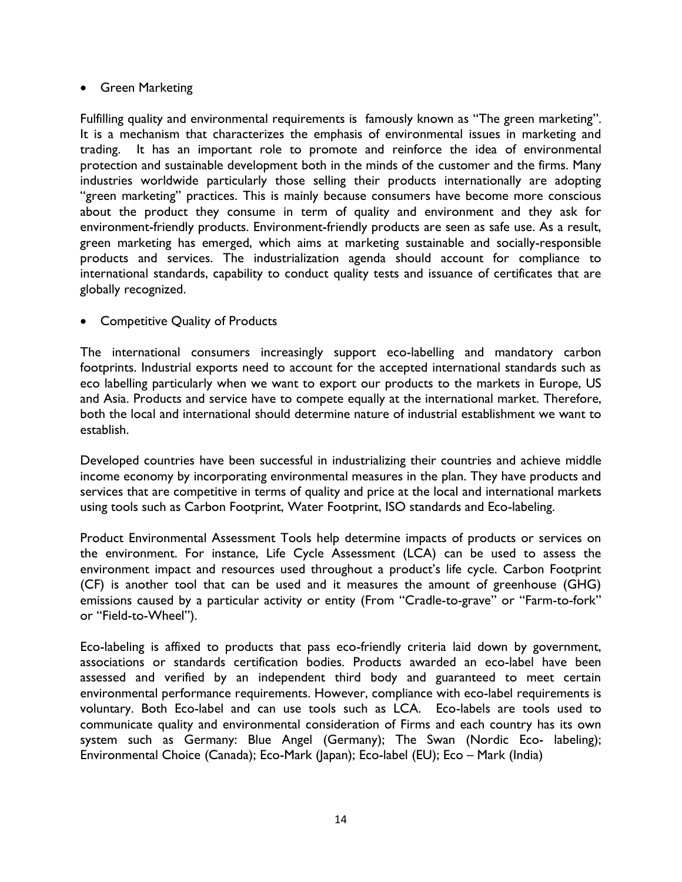- Green Marketing

Fulfilling quality and environmental requirements is famously known as "The green marketing". It is a mechanism that characterizes the emphasis of environmental issues in marketing and trading. It has an important role to promote and reinforce the idea of environmental protection and sustainable development both in the minds of the customer and the firms. Many industries worldwide particularly those selling their products internationally are adopting "green marketing" practices. This is mainly because consumers have become more conscious about the product they consume in term of quality and environment and they ask for environment-friendly products. Environment-friendly products are seen as safe use. As a result, green marketing has emerged, which aims at marketing sustainable and socially-responsible products and services. The industrialization agenda should account for compliance to international standards, capability to conduct quality tests and issuance of certificates that are globally recognized.

- Competitive Quality of Products

The international consumers increasingly support eco-labelling and mandatory carbon footprints. Industrial exports need to account for the accepted international standards such as eco labelling particularly when we want to export our products to the markets in Europe, US and Asia. Products and service have to compete equally at the international market. Therefore, both the local and international should determine nature of industrial establishment we want to establish.

Developed countries have been successful in industrializing their countries and achieve middle income economy by incorporating environmental measures in the plan. They have products and services that are competitive in terms of quality and price at the local and international markets using tools such as Carbon Footprint, Water Footprint, ISO standards and Eco-labeling.

Product Environmental Assessment Tools help determine impacts of products or services on the environment. For instance, Life Cycle Assessment (LCA) can be used to assess the environment impact and resources used throughout a product's life cycle. Carbon Footprint (CF) is another tool that can be used and it measures the amount of greenhouse (GHG) emissions caused by a particular activity or entity (From "Cradle-to-grave" or "Farm-to-fork" or "Field-to-Wheel").

Eco-labeling is affixed to products that pass eco-friendly criteria laid down by government, associations or standards certification bodies. Products awarded an eco-label have been assessed and verified by an independent third body and guaranteed to meet certain environmental performance requirements. However, compliance with eco-label requirements is voluntary. Both Eco-label and can use tools such as LCA. Eco-labels are tools used to communicate quality and environmental consideration of Firms and each country has its own system such as Germany: Blue Angel (Germany); The Swan (Nordic Eco- labeling); Environmental Choice (Canada); Eco-Mark (Japan); Eco-label (EU); Eco – Mark (India)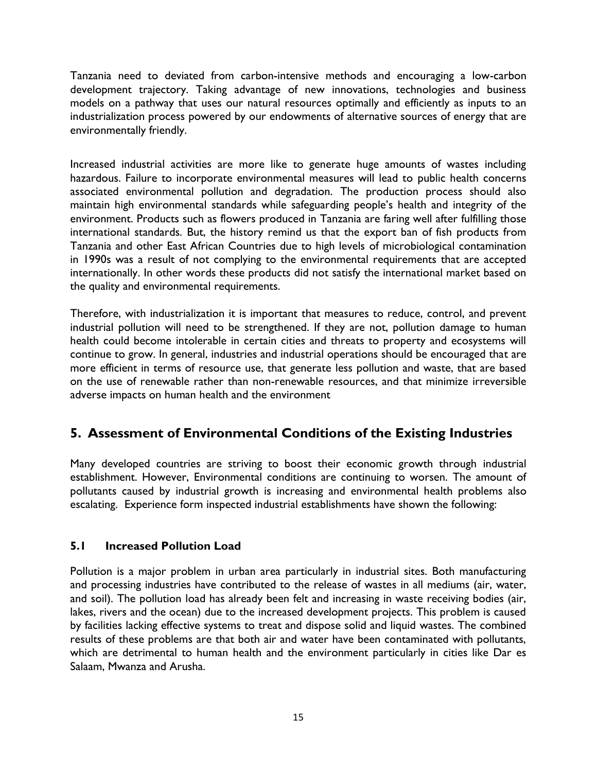Tanzania need to deviated from carbon-intensive methods and encouraging a low-carbon development trajectory. Taking advantage of new innovations, technologies and business models on a pathway that uses our natural resources optimally and efficiently as inputs to an industrialization process powered by our endowments of alternative sources of energy that are environmentally friendly.

Increased industrial activities are more like to generate huge amounts of wastes including hazardous. Failure to incorporate environmental measures will lead to public health concerns associated environmental pollution and degradation. The production process should also maintain high environmental standards while safeguarding people's health and integrity of the environment. Products such as flowers produced in Tanzania are faring well after fulfilling those international standards. But, the history remind us that the export ban of fish products from Tanzania and other East African Countries due to high levels of microbiological contamination in 1990s was a result of not complying to the environmental requirements that are accepted internationally. In other words these products did not satisfy the international market based on the quality and environmental requirements.

Therefore, with industrialization it is important that measures to reduce, control, and prevent industrial pollution will need to be strengthened. If they are not, pollution damage to human health could become intolerable in certain cities and threats to property and ecosystems will continue to grow. In general, industries and industrial operations should be encouraged that are more efficient in terms of resource use, that generate less pollution and waste, that are based on the use of renewable rather than non-renewable resources, and that minimize irreversible adverse impacts on human health and the environment

## 5. Assessment of Environmental Conditions of the Existing Industries

Many developed countries are striving to boost their economic growth through industrial establishment. However, Environmental conditions are continuing to worsen. The amount of pollutants caused by industrial growth is increasing and environmental health problems also escalating. Experience form inspected industrial establishments have shown the following:

### 5.1 Increased Pollution Load

Pollution is a major problem in urban area particularly in industrial sites. Both manufacturing and processing industries have contributed to the release of wastes in all mediums (air, water, and soil). The pollution load has already been felt and increasing in waste receiving bodies (air, lakes, rivers and the ocean) due to the increased development projects. This problem is caused by facilities lacking effective systems to treat and dispose solid and liquid wastes. The combined results of these problems are that both air and water have been contaminated with pollutants, which are detrimental to human health and the environment particularly in cities like Dar es Salaam, Mwanza and Arusha.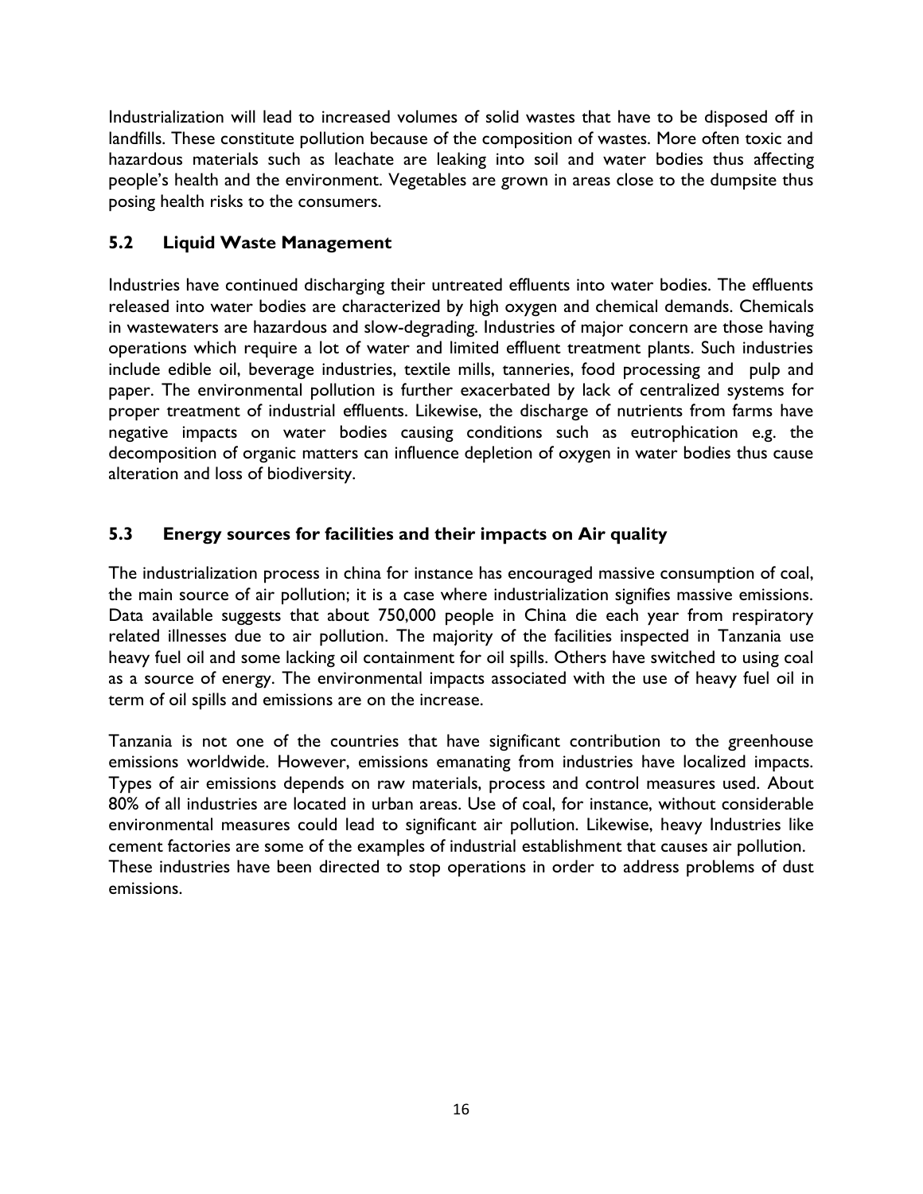Industrialization will lead to increased volumes of solid wastes that have to be disposed off in landfills. These constitute pollution because of the composition of wastes. More often toxic and hazardous materials such as leachate are leaking into soil and water bodies thus affecting people's health and the environment. Vegetables are grown in areas close to the dumpsite thus posing health risks to the consumers.

## 5.2 Liquid Waste Management

Industries have continued discharging their untreated effluents into water bodies. The effluents released into water bodies are characterized by high oxygen and chemical demands. Chemicals in wastewaters are hazardous and slow-degrading. Industries of major concern are those having operations which require a lot of water and limited effluent treatment plants. Such industries include edible oil, beverage industries, textile mills, tanneries, food processing and pulp and paper. The environmental pollution is further exacerbated by lack of centralized systems for proper treatment of industrial effluents. Likewise, the discharge of nutrients from farms have negative impacts on water bodies causing conditions such as eutrophication e.g. the decomposition of organic matters can influence depletion of oxygen in water bodies thus cause alteration and loss of biodiversity.

## 5.3 Energy sources for facilities and their impacts on Air quality

The industrialization process in china for instance has encouraged massive consumption of coal, the main source of air pollution; it is a case where industrialization signifies massive emissions. Data available suggests that about 750,000 people in China die each year from respiratory related illnesses due to air pollution. The majority of the facilities inspected in Tanzania use heavy fuel oil and some lacking oil containment for oil spills. Others have switched to using coal as a source of energy. The environmental impacts associated with the use of heavy fuel oil in term of oil spills and emissions are on the increase.

Tanzania is not one of the countries that have significant contribution to the greenhouse emissions worldwide. However, emissions emanating from industries have localized impacts. Types of air emissions depends on raw materials, process and control measures used. About 80% of all industries are located in urban areas. Use of coal, for instance, without considerable environmental measures could lead to significant air pollution. Likewise, heavy Industries like cement factories are some of the examples of industrial establishment that causes air pollution. These industries have been directed to stop operations in order to address problems of dust emissions.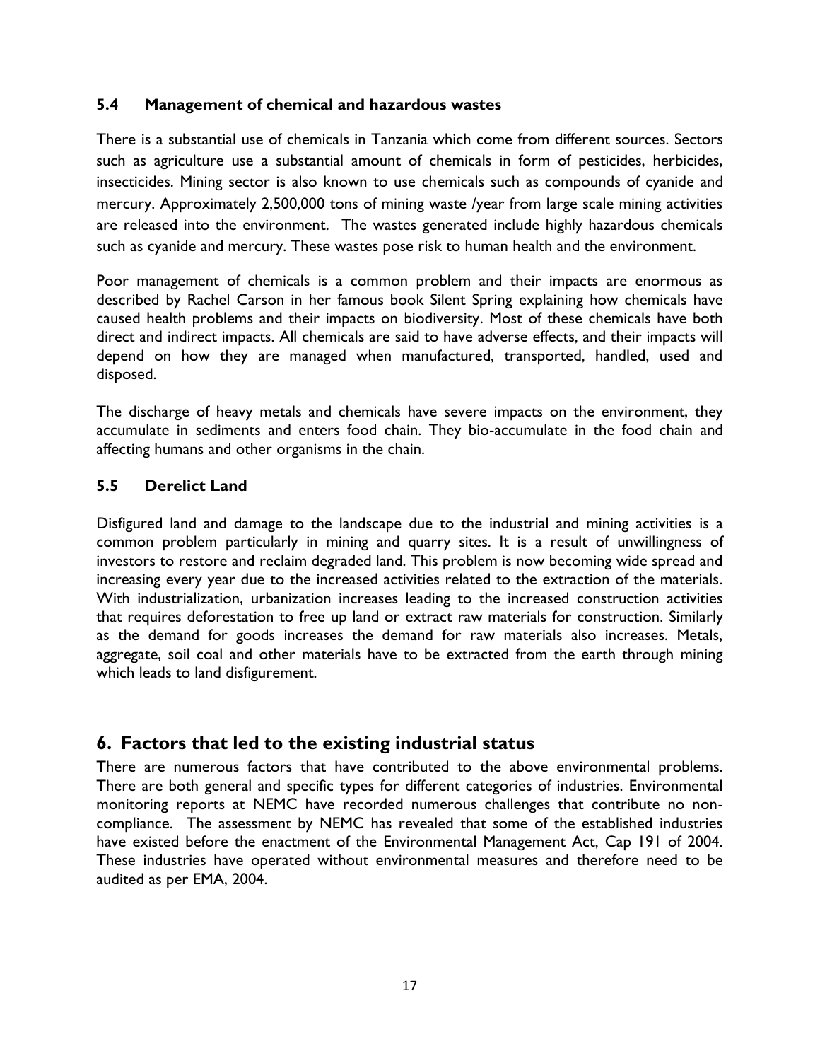### 5.4 Management of chemical and hazardous wastes

There is a substantial use of chemicals in Tanzania which come from different sources. Sectors such as agriculture use a substantial amount of chemicals in form of pesticides, herbicides, insecticides. Mining sector is also known to use chemicals such as compounds of cyanide and mercury. Approximately 2,500,000 tons of mining waste /year from large scale mining activities are released into the environment. The wastes generated include highly hazardous chemicals such as cyanide and mercury. These wastes pose risk to human health and the environment.

Poor management of chemicals is a common problem and their impacts are enormous as described by Rachel Carson in her famous book Silent Spring explaining how chemicals have caused health problems and their impacts on biodiversity. Most of these chemicals have both direct and indirect impacts. All chemicals are said to have adverse effects, and their impacts will depend on how they are managed when manufactured, transported, handled, used and disposed.

The discharge of heavy metals and chemicals have severe impacts on the environment, they accumulate in sediments and enters food chain. They bio-accumulate in the food chain and affecting humans and other organisms in the chain.

### 5.5 Derelict Land

Disfigured land and damage to the landscape due to the industrial and mining activities is a common problem particularly in mining and quarry sites. It is a result of unwillingness of investors to restore and reclaim degraded land. This problem is now becoming wide spread and increasing every year due to the increased activities related to the extraction of the materials. With industrialization, urbanization increases leading to the increased construction activities that requires deforestation to free up land or extract raw materials for construction. Similarly as the demand for goods increases the demand for raw materials also increases. Metals, aggregate, soil coal and other materials have to be extracted from the earth through mining which leads to land disfigurement.

## 6. Factors that led to the existing industrial status

There are numerous factors that have contributed to the above environmental problems. There are both general and specific types for different categories of industries. Environmental monitoring reports at NEMC have recorded numerous challenges that contribute no non-compliance. The assessment by NEMC has revealed that some of the established industries have existed before the enactment of the Environmental Management Act, Cap 191 of 2004. These industries have operated without environmental measures and therefore need to be audited as per EMA, 2004.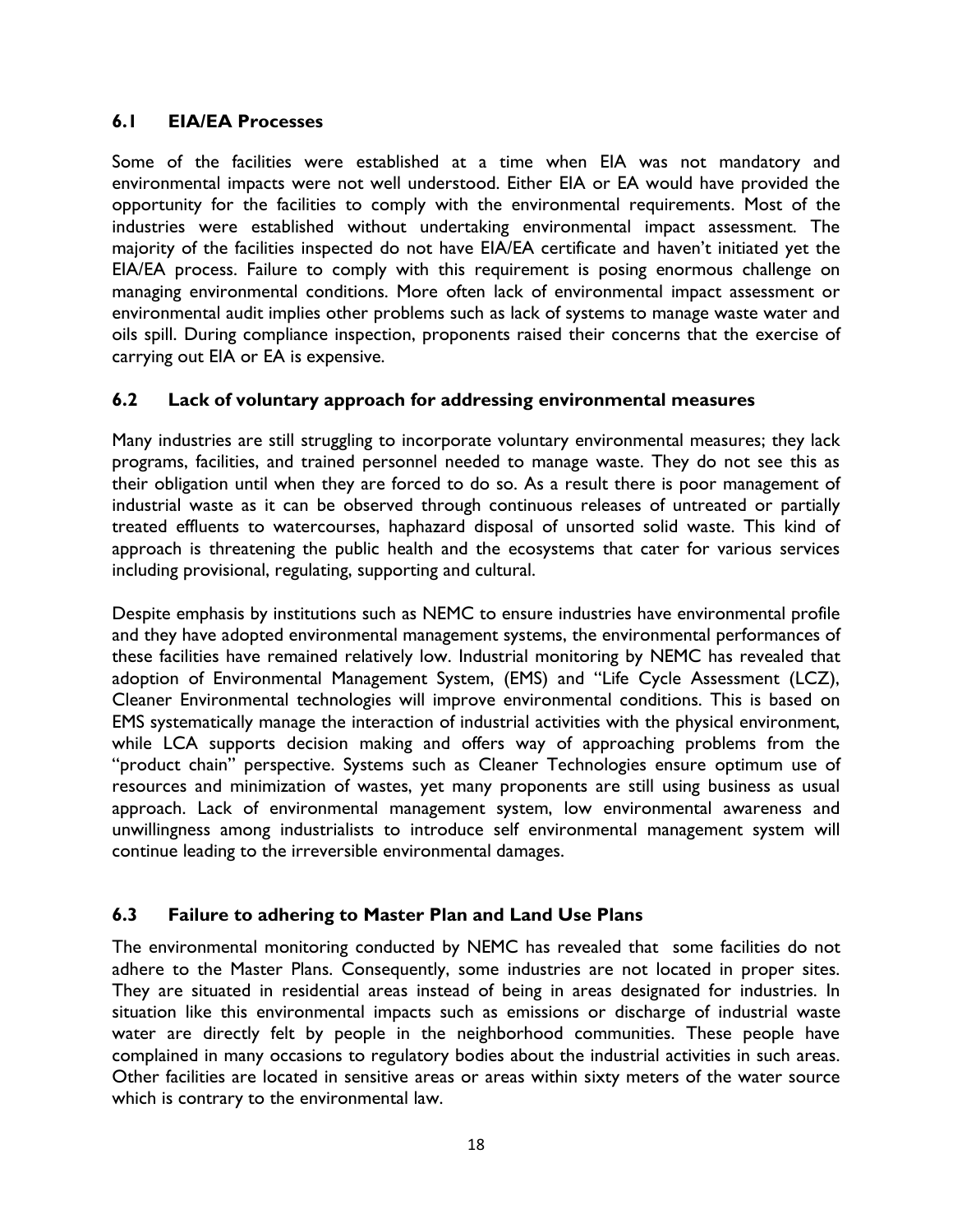## 6.1 EIA/EA Processes

Some of the facilities were established at a time when EIA was not mandatory and environmental impacts were not well understood. Either EIA or EA would have provided the opportunity for the facilities to comply with the environmental requirements. Most of the industries were established without undertaking environmental impact assessment. The majority of the facilities inspected do not have EIA/EA certificate and haven't initiated yet the EIA/EA process. Failure to comply with this requirement is posing enormous challenge on managing environmental conditions. More often lack of environmental impact assessment or environmental audit implies other problems such as lack of systems to manage waste water and oils spill. During compliance inspection, proponents raised their concerns that the exercise of carrying out EIA or EA is expensive.

## 6.2 Lack of voluntary approach for addressing environmental measures

Many industries are still struggling to incorporate voluntary environmental measures; they lack programs, facilities, and trained personnel needed to manage waste. They do not see this as their obligation until when they are forced to do so. As a result there is poor management of industrial waste as it can be observed through continuous releases of untreated or partially treated effluents to watercourses, haphazard disposal of unsorted solid waste. This kind of approach is threatening the public health and the ecosystems that cater for various services including provisional, regulating, supporting and cultural.

Despite emphasis by institutions such as NEMC to ensure industries have environmental profile and they have adopted environmental management systems, the environmental performances of these facilities have remained relatively low. Industrial monitoring by NEMC has revealed that adoption of Environmental Management System, (EMS) and "Life Cycle Assessment (LCZ), Cleaner Environmental technologies will improve environmental conditions. This is based on EMS systematically manage the interaction of industrial activities with the physical environment, while LCA supports decision making and offers way of approaching problems from the "product chain" perspective. Systems such as Cleaner Technologies ensure optimum use of resources and minimization of wastes, yet many proponents are still using business as usual approach. Lack of environmental management system, low environmental awareness and unwillingness among industrialists to introduce self environmental management system will continue leading to the irreversible environmental damages.

## 6.3 Failure to adhering to Master Plan and Land Use Plans

The environmental monitoring conducted by NEMC has revealed that some facilities do not adhere to the Master Plans. Consequently, some industries are not located in proper sites. They are situated in residential areas instead of being in areas designated for industries. In situation like this environmental impacts such as emissions or discharge of industrial waste water are directly felt by people in the neighborhood communities. These people have complained in many occasions to regulatory bodies about the industrial activities in such areas. Other facilities are located in sensitive areas or areas within sixty meters of the water source which is contrary to the environmental law.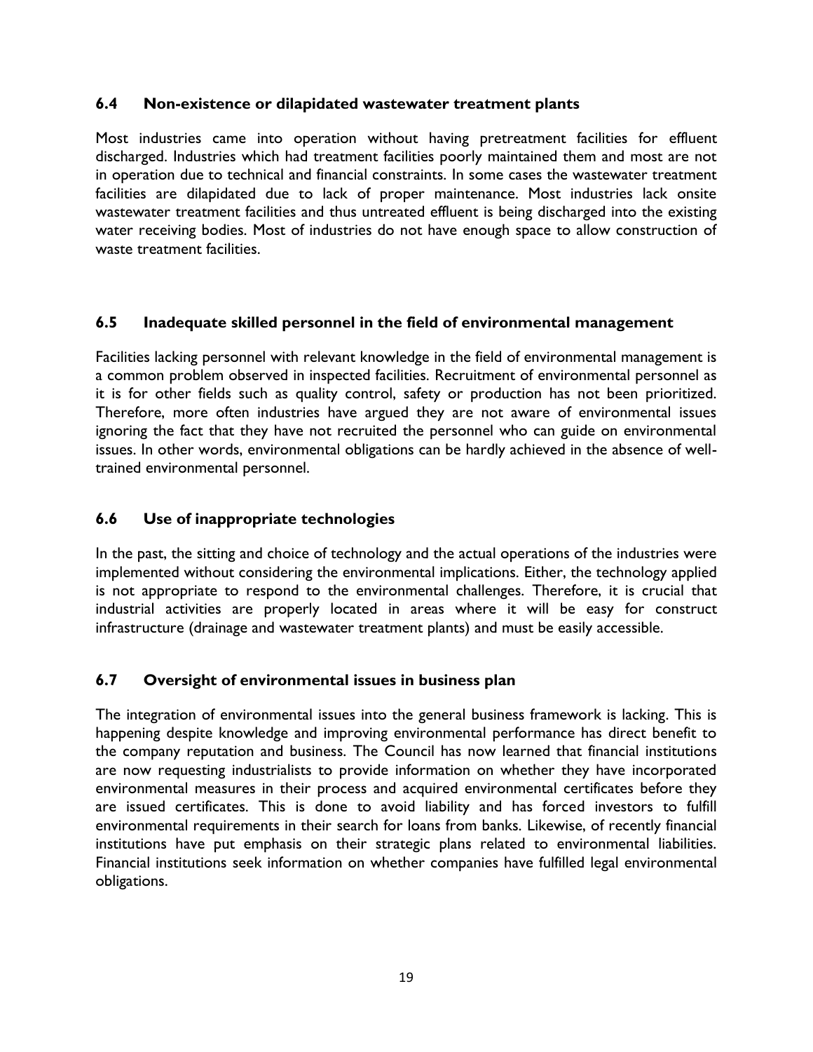## 6.4 Non-existence or dilapidated wastewater treatment plants

Most industries came into operation without having pretreatment facilities for effluent discharged. Industries which had treatment facilities poorly maintained them and most are not in operation due to technical and financial constraints. In some cases the wastewater treatment facilities are dilapidated due to lack of proper maintenance. Most industries lack onsite wastewater treatment facilities and thus untreated effluent is being discharged into the existing water receiving bodies. Most of industries do not have enough space to allow construction of waste treatment facilities.

## 6.5 Inadequate skilled personnel in the field of environmental management

Facilities lacking personnel with relevant knowledge in the field of environmental management is a common problem observed in inspected facilities. Recruitment of environmental personnel as it is for other fields such as quality control, safety or production has not been prioritized. Therefore, more often industries have argued they are not aware of environmental issues ignoring the fact that they have not recruited the personnel who can guide on environmental issues. In other words, environmental obligations can be hardly achieved in the absence of well-trained environmental personnel.

## 6.6 Use of inappropriate technologies

In the past, the sitting and choice of technology and the actual operations of the industries were implemented without considering the environmental implications. Either, the technology applied is not appropriate to respond to the environmental challenges. Therefore, it is crucial that industrial activities are properly located in areas where it will be easy for construct infrastructure (drainage and wastewater treatment plants) and must be easily accessible.

## 6.7 Oversight of environmental issues in business plan

The integration of environmental issues into the general business framework is lacking. This is happening despite knowledge and improving environmental performance has direct benefit to the company reputation and business. The Council has now learned that financial institutions are now requesting industrialists to provide information on whether they have incorporated environmental measures in their process and acquired environmental certificates before they are issued certificates. This is done to avoid liability and has forced investors to fulfill environmental requirements in their search for loans from banks. Likewise, of recently financial institutions have put emphasis on their strategic plans related to environmental liabilities. Financial institutions seek information on whether companies have fulfilled legal environmental obligations.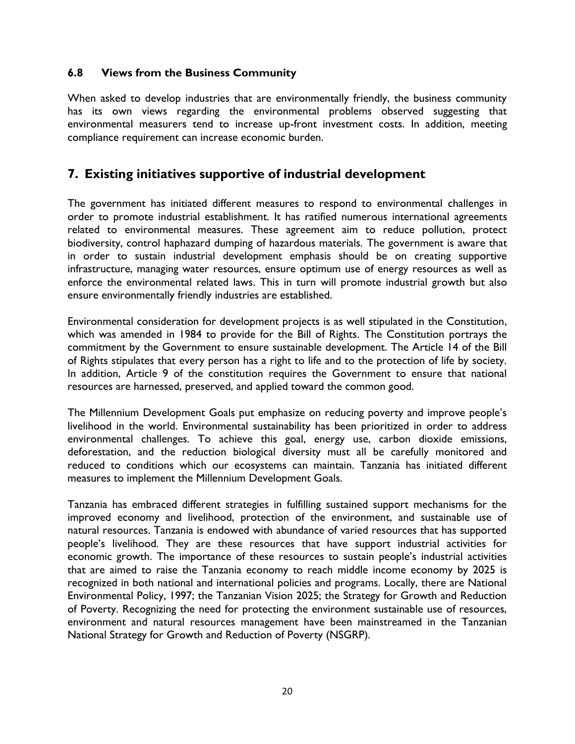### 6.8 Views from the Business Community

When asked to develop industries that are environmentally friendly, the business community has its own views regarding the environmental problems observed suggesting that environmental measurers tend to increase up-front investment costs. In addition, meeting compliance requirement can increase economic burden.

## 7. Existing initiatives supportive of industrial development

The government has initiated different measures to respond to environmental challenges in order to promote industrial establishment. It has ratified numerous international agreements related to environmental measures. These agreement aim to reduce pollution, protect biodiversity, control haphazard dumping of hazardous materials. The government is aware that in order to sustain industrial development emphasis should be on creating supportive infrastructure, managing water resources, ensure optimum use of energy resources as well as enforce the environmental related laws. This in turn will promote industrial growth but also ensure environmentally friendly industries are established.

Environmental consideration for development projects is as well stipulated in the Constitution, which was amended in 1984 to provide for the Bill of Rights. The Constitution portrays the commitment by the Government to ensure sustainable development. The Article 14 of the Bill of Rights stipulates that every person has a right to life and to the protection of life by society. In addition, Article 9 of the constitution requires the Government to ensure that national resources are harnessed, preserved, and applied toward the common good.

The Millennium Development Goals put emphasize on reducing poverty and improve people's livelihood in the world. Environmental sustainability has been prioritized in order to address environmental challenges. To achieve this goal, energy use, carbon dioxide emissions, deforestation, and the reduction biological diversity must all be carefully monitored and reduced to conditions which our ecosystems can maintain. Tanzania has initiated different measures to implement the Millennium Development Goals.

Tanzania has embraced different strategies in fulfilling sustained support mechanisms for the improved economy and livelihood, protection of the environment, and sustainable use of natural resources. Tanzania is endowed with abundance of varied resources that has supported people's livelihood. They are these resources that have support industrial activities for economic growth. The importance of these resources to sustain people's industrial activities that are aimed to raise the Tanzania economy to reach middle income economy by 2025 is recognized in both national and international policies and programs. Locally, there are National Environmental Policy, 1997; the Tanzanian Vision 2025; the Strategy for Growth and Reduction of Poverty. Recognizing the need for protecting the environment sustainable use of resources, environment and natural resources management have been mainstreamed in the Tanzanian National Strategy for Growth and Reduction of Poverty (NSGRP).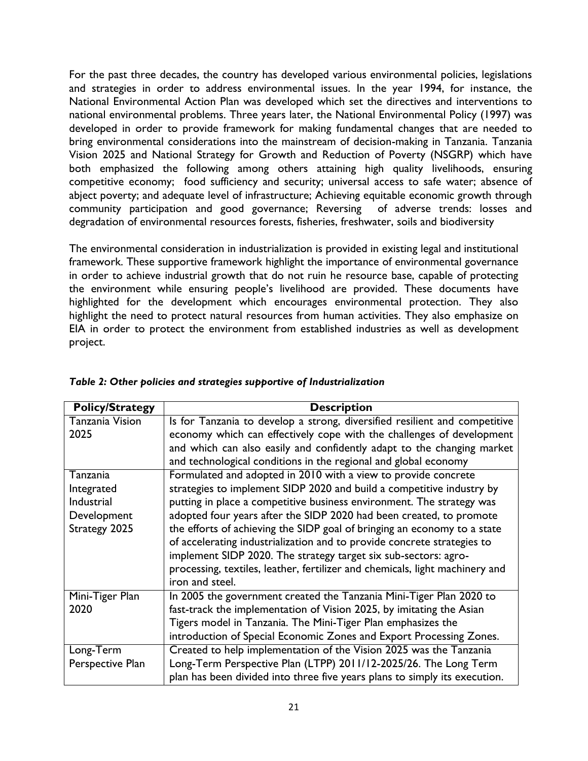For the past three decades, the country has developed various environmental policies, legislations and strategies in order to address environmental issues. In the year 1994, for instance, the National Environmental Action Plan was developed which set the directives and interventions to national environmental problems. Three years later, the National Environmental Policy (1997) was developed in order to provide framework for making fundamental changes that are needed to bring environmental considerations into the mainstream of decision-making in Tanzania. Tanzania Vision 2025 and National Strategy for Growth and Reduction of Poverty (NSGRP) which have both emphasized the following among others attaining high quality livelihoods, ensuring competitive economy; food sufficiency and security; universal access to safe water; absence of abject poverty; and adequate level of infrastructure; Achieving equitable economic growth through community participation and good governance; Reversing of adverse trends: losses and degradation of environmental resources forests, fisheries, freshwater, soils and biodiversity

The environmental consideration in industrialization is provided in existing legal and institutional framework. These supportive framework highlight the importance of environmental governance in order to achieve industrial growth that do not ruin he resource base, capable of protecting the environment while ensuring people's livelihood are provided. These documents have highlighted for the development which encourages environmental protection. They also highlight the need to protect natural resources from human activities. They also emphasize on EIA in order to protect the environment from established industries as well as development project.

***Table 2: Other policies and strategies supportive of Industrialization***

| Policy/Strategy | Description |
| --- | --- |
| Tanzania Vision 2025 | Is for Tanzania to develop a strong, diversified resilient and competitive economy which can effectively cope with the challenges of development and which can also easily and confidently adapt to the changing market and technological conditions in the regional and global economy |
| Tanzania Integrated Industrial Development Strategy 2025 | Formulated and adopted in 2010 with a view to provide concrete strategies to implement SIDP 2020 and build a competitive industry by putting in place a competitive business environment. The strategy was adopted four years after the SIDP 2020 had been created, to promote the efforts of achieving the SIDP goal of bringing an economy to a state of accelerating industrialization and to provide concrete strategies to implement SIDP 2020. The strategy target six sub-sectors: agro-processing, textiles, leather, fertilizer and chemicals, light machinery and iron and steel. |
| Mini-Tiger Plan 2020 | In 2005 the government created the Tanzania Mini-Tiger Plan 2020 to fast-track the implementation of Vision 2025, by imitating the Asian Tigers model in Tanzania. The Mini-Tiger Plan emphasizes the introduction of Special Economic Zones and Export Processing Zones. |
| Long-Term Perspective Plan | Created to help implementation of the Vision 2025 was the Tanzania Long-Term Perspective Plan (LTPP) 2011/12-2025/26. The Long Term plan has been divided into three five years plans to simply its execution. |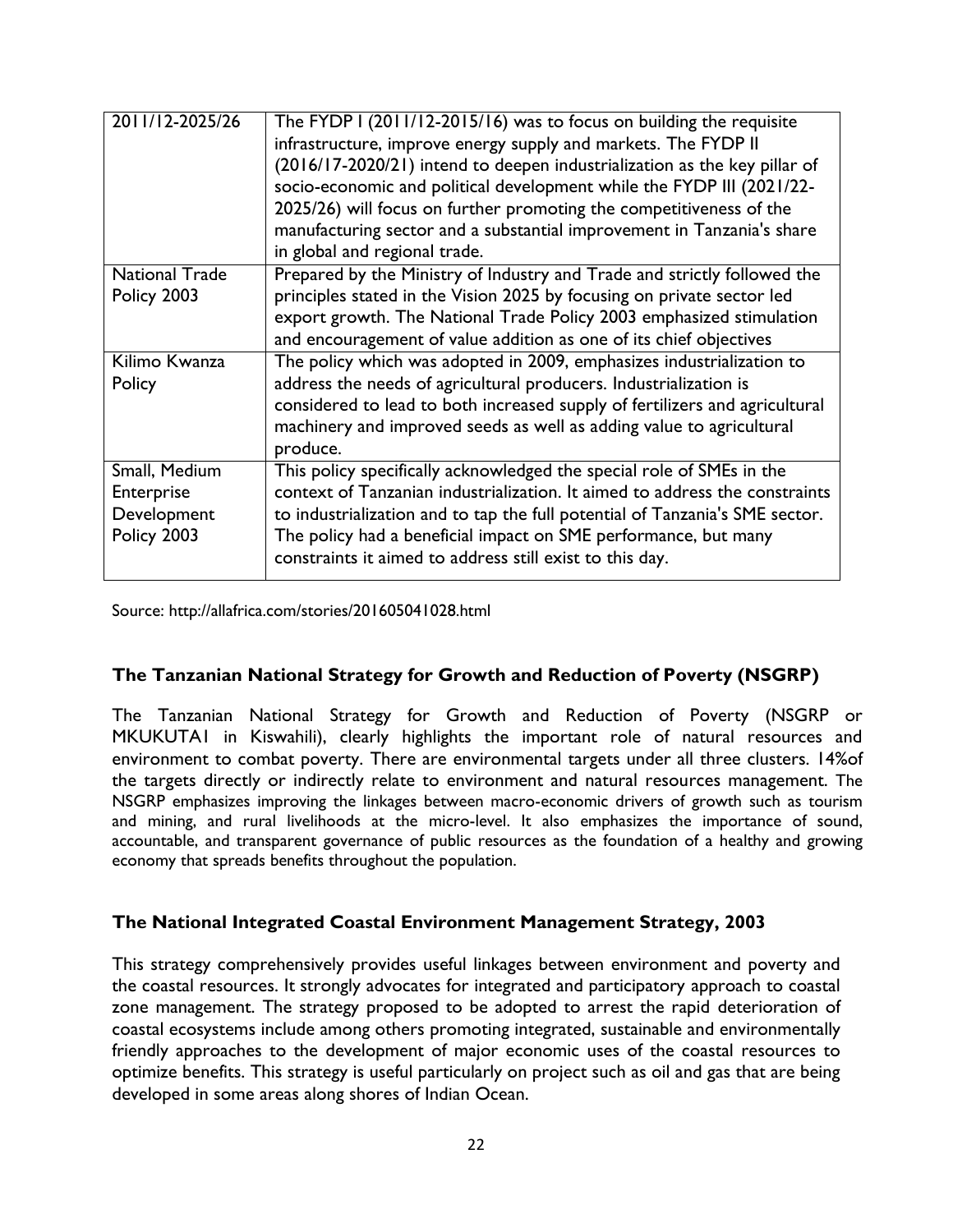| 2011/12-2025/26 | The FYDP I (2011/12-2015/16) was to focus on building the requisite infrastructure, improve energy supply and markets. The FYDP II (2016/17-2020/21) intend to deepen industrialization as the key pillar of socio-economic and political development while the FYDP III (2021/22-2025/26) will focus on further promoting the competitiveness of the manufacturing sector and a substantial improvement in Tanzania's share in global and regional trade. |
|---|---|
| National Trade Policy 2003 | Prepared by the Ministry of Industry and Trade and strictly followed the principles stated in the Vision 2025 by focusing on private sector led export growth. The National Trade Policy 2003 emphasized stimulation and encouragement of value addition as one of its chief objectives |
| Kilimo Kwanza Policy | The policy which was adopted in 2009, emphasizes industrialization to address the needs of agricultural producers. Industrialization is considered to lead to both increased supply of fertilizers and agricultural machinery and improved seeds as well as adding value to agricultural produce. |
| Small, Medium Enterprise Development Policy 2003 | This policy specifically acknowledged the special role of SMEs in the context of Tanzanian industrialization. It aimed to address the constraints to industrialization and to tap the full potential of Tanzania's SME sector. The policy had a beneficial impact on SME performance, but many constraints it aimed to address still exist to this day. |

Source: http://allafrica.com/stories/201605041028.html

### The Tanzanian National Strategy for Growth and Reduction of Poverty (NSGRP)

The Tanzanian National Strategy for Growth and Reduction of Poverty (NSGRP or MKUKUTA1 in Kiswahili), clearly highlights the important role of natural resources and environment to combat poverty. There are environmental targets under all three clusters. 14%of the targets directly or indirectly relate to environment and natural resources management. The NSGRP emphasizes improving the linkages between macro-economic drivers of growth such as tourism and mining, and rural livelihoods at the micro-level. It also emphasizes the importance of sound, accountable, and transparent governance of public resources as the foundation of a healthy and growing economy that spreads benefits throughout the population.

### The National Integrated Coastal Environment Management Strategy, 2003

This strategy comprehensively provides useful linkages between environment and poverty and the coastal resources. It strongly advocates for integrated and participatory approach to coastal zone management. The strategy proposed to be adopted to arrest the rapid deterioration of coastal ecosystems include among others promoting integrated, sustainable and environmentally friendly approaches to the development of major economic uses of the coastal resources to optimize benefits. This strategy is useful particularly on project such as oil and gas that are being developed in some areas along shores of Indian Ocean.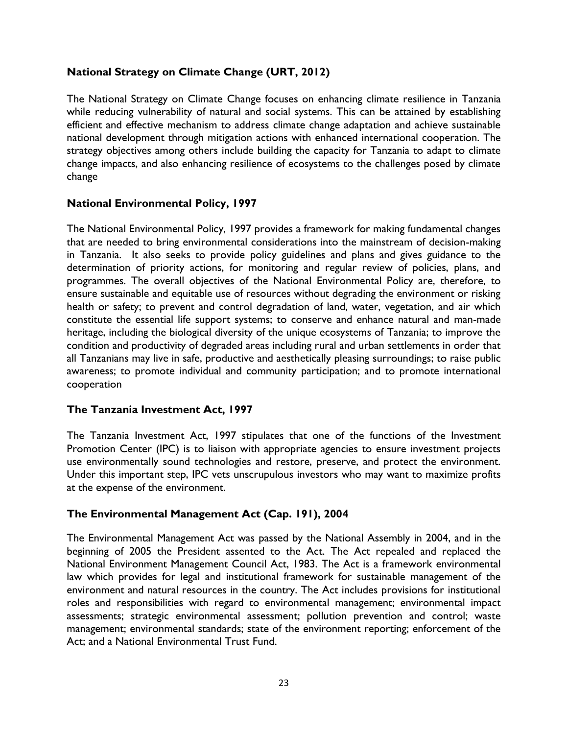### National Strategy on Climate Change (URT, 2012)

The National Strategy on Climate Change focuses on enhancing climate resilience in Tanzania while reducing vulnerability of natural and social systems. This can be attained by establishing efficient and effective mechanism to address climate change adaptation and achieve sustainable national development through mitigation actions with enhanced international cooperation. The strategy objectives among others include building the capacity for Tanzania to adapt to climate change impacts, and also enhancing resilience of ecosystems to the challenges posed by climate change

### National Environmental Policy, 1997

The National Environmental Policy, 1997 provides a framework for making fundamental changes that are needed to bring environmental considerations into the mainstream of decision-making in Tanzania. It also seeks to provide policy guidelines and plans and gives guidance to the determination of priority actions, for monitoring and regular review of policies, plans, and programmes. The overall objectives of the National Environmental Policy are, therefore, to ensure sustainable and equitable use of resources without degrading the environment or risking health or safety; to prevent and control degradation of land, water, vegetation, and air which constitute the essential life support systems; to conserve and enhance natural and man-made heritage, including the biological diversity of the unique ecosystems of Tanzania; to improve the condition and productivity of degraded areas including rural and urban settlements in order that all Tanzanians may live in safe, productive and aesthetically pleasing surroundings; to raise public awareness; to promote individual and community participation; and to promote international cooperation

### The Tanzania Investment Act, 1997

The Tanzania Investment Act, 1997 stipulates that one of the functions of the Investment Promotion Center (IPC) is to liaison with appropriate agencies to ensure investment projects use environmentally sound technologies and restore, preserve, and protect the environment. Under this important step, IPC vets unscrupulous investors who may want to maximize profits at the expense of the environment.

### The Environmental Management Act (Cap. 191), 2004

The Environmental Management Act was passed by the National Assembly in 2004, and in the beginning of 2005 the President assented to the Act. The Act repealed and replaced the National Environment Management Council Act, 1983. The Act is a framework environmental law which provides for legal and institutional framework for sustainable management of the environment and natural resources in the country. The Act includes provisions for institutional roles and responsibilities with regard to environmental management; environmental impact assessments; strategic environmental assessment; pollution prevention and control; waste management; environmental standards; state of the environment reporting; enforcement of the Act; and a National Environmental Trust Fund.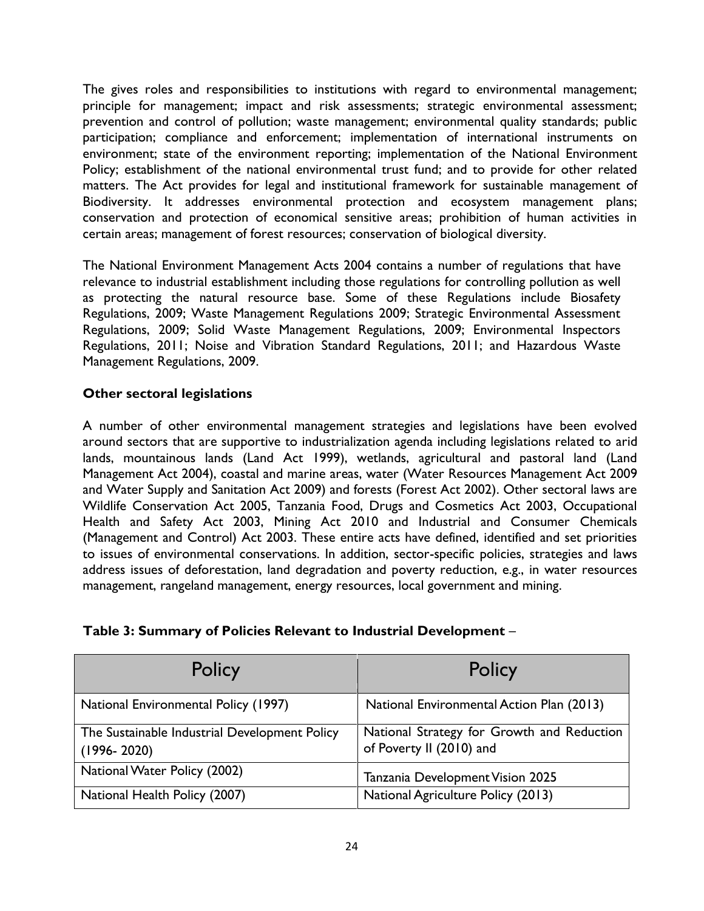The gives roles and responsibilities to institutions with regard to environmental management; principle for management; impact and risk assessments; strategic environmental assessment; prevention and control of pollution; waste management; environmental quality standards; public participation; compliance and enforcement; implementation of international instruments on environment; state of the environment reporting; implementation of the National Environment Policy; establishment of the national environmental trust fund; and to provide for other related matters. The Act provides for legal and institutional framework for sustainable management of Biodiversity. It addresses environmental protection and ecosystem management plans; conservation and protection of economical sensitive areas; prohibition of human activities in certain areas; management of forest resources; conservation of biological diversity.

The National Environment Management Acts 2004 contains a number of regulations that have relevance to industrial establishment including those regulations for controlling pollution as well as protecting the natural resource base. Some of these Regulations include Biosafety Regulations, 2009; Waste Management Regulations 2009; Strategic Environmental Assessment Regulations, 2009; Solid Waste Management Regulations, 2009; Environmental Inspectors Regulations, 2011; Noise and Vibration Standard Regulations, 2011; and Hazardous Waste Management Regulations, 2009.

**Other sectoral legislations**

A number of other environmental management strategies and legislations have been evolved around sectors that are supportive to industrialization agenda including legislations related to arid lands, mountainous lands (Land Act 1999), wetlands, agricultural and pastoral land (Land Management Act 2004), coastal and marine areas, water (Water Resources Management Act 2009 and Water Supply and Sanitation Act 2009) and forests (Forest Act 2002). Other sectoral laws are Wildlife Conservation Act 2005, Tanzania Food, Drugs and Cosmetics Act 2003, Occupational Health and Safety Act 2003, Mining Act 2010 and Industrial and Consumer Chemicals (Management and Control) Act 2003. These entire acts have defined, identified and set priorities to issues of environmental conservations. In addition, sector-specific policies, strategies and laws address issues of deforestation, land degradation and poverty reduction, e.g., in water resources management, rangeland management, energy resources, local government and mining.

**Table 3: Summary of Policies Relevant to Industrial Development** –

| Policy | Policy |
|---|---|
| National Environmental Policy (1997) | National Environmental Action Plan (2013) |
| The Sustainable Industrial Development Policy (1996- 2020) | National Strategy for Growth and Reduction of Poverty II (2010) and |
| National Water Policy (2002) | Tanzania Development Vision 2025 |
| National Health Policy (2007) | National Agriculture Policy (2013) |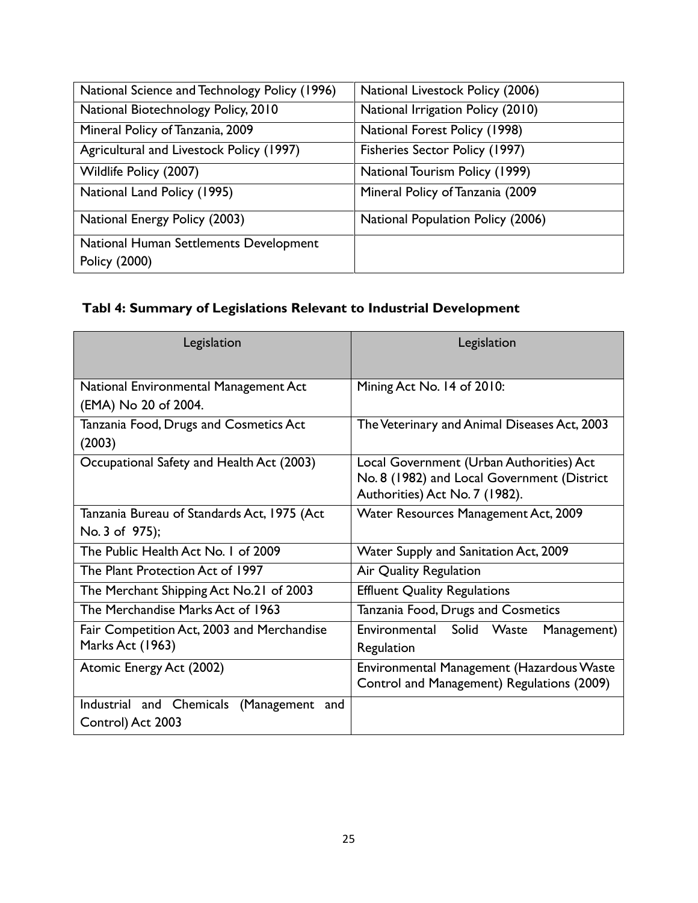| National Science and Technology Policy (1996) | National Livestock Policy (2006) |
|---|---|
| National Biotechnology Policy, 2010 | National Irrigation Policy (2010) |
| Mineral Policy of Tanzania, 2009 | National Forest Policy (1998) |
| Agricultural and Livestock Policy (1997) | Fisheries Sector Policy (1997) |
| Wildlife Policy (2007) | National Tourism Policy (1999) |
| National Land Policy (1995) | Mineral Policy of Tanzania (2009 |
| National Energy Policy (2003) | National Population Policy (2006) |
| National Human Settlements Development Policy (2000) | |

**Tabl 4: Summary of Legislations Relevant to Industrial Development**

| Legislation | Legislation |
|---|---|
| National Environmental Management Act (EMA) No 20 of 2004. | Mining Act No. 14 of 2010: |
| Tanzania Food, Drugs and Cosmetics Act (2003) | The Veterinary and Animal Diseases Act, 2003 |
| Occupational Safety and Health Act (2003) | Local Government (Urban Authorities) Act No. 8 (1982) and Local Government (District Authorities) Act No. 7 (1982). |
| Tanzania Bureau of Standards Act, 1975 (Act No. 3 of 975); | Water Resources Management Act, 2009 |
| The Public Health Act No. 1 of 2009 | Water Supply and Sanitation Act, 2009 |
| The Plant Protection Act of 1997 | Air Quality Regulation |
| The Merchant Shipping Act No.21 of 2003 | Effluent Quality Regulations |
| The Merchandise Marks Act of 1963 | Tanzania Food, Drugs and Cosmetics |
| Fair Competition Act, 2003 and Merchandise Marks Act (1963) | Environmental Solid Waste Management) Regulation |
| Atomic Energy Act (2002) | Environmental Management (Hazardous Waste Control and Management) Regulations (2009) |
| Industrial and Chemicals (Management and Control) Act 2003 | |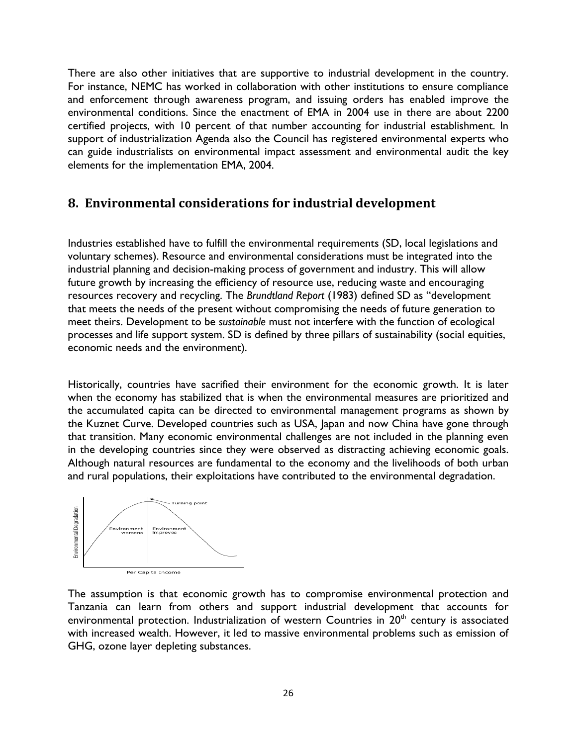There are also other initiatives that are supportive to industrial development in the country. For instance, NEMC has worked in collaboration with other institutions to ensure compliance and enforcement through awareness program, and issuing orders has enabled improve the environmental conditions. Since the enactment of EMA in 2004 use in there are about 2200 certified projects, with 10 percent of that number accounting for industrial establishment. In support of industrialization Agenda also the Council has registered environmental experts who can guide industrialists on environmental impact assessment and environmental audit the key elements for the implementation EMA, 2004.

## 8. Environmental considerations for industrial development

Industries established have to fulfill the environmental requirements (SD, local legislations and voluntary schemes). Resource and environmental considerations must be integrated into the industrial planning and decision-making process of government and industry. This will allow future growth by increasing the efficiency of resource use, reducing waste and encouraging resources recovery and recycling. The *Brundtland Report* (1983) defined SD as "development that meets the needs of the present without compromising the needs of future generation to meet theirs. Development to be *sustainable* must not interfere with the function of ecological processes and life support system. SD is defined by three pillars of sustainability (social equities, economic needs and the environment).

Historically, countries have sacrified their environment for the economic growth. It is later when the economy has stabilized that is when the environmental measures are prioritized and the accumulated capita can be directed to environmental management programs as shown by the Kuznet Curve. Developed countries such as USA, Japan and now China have gone through that transition. Many economic environmental challenges are not included in the planning even in the developing countries since they were observed as distracting achieving economic goals. Although natural resources are fundamental to the economy and the livelihoods of both urban and rural populations, their exploitations have contributed to the environmental degradation.

Environmental Degradation | Environment worsens | Environment improves | Turning point | Per Capita Income

The assumption is that economic growth has to compromise environmental protection and Tanzania can learn from others and support industrial development that accounts for environmental protection. Industrialization of western Countries in 20th century is associated with increased wealth. However, it led to massive environmental problems such as emission of GHG, ozone layer depleting substances.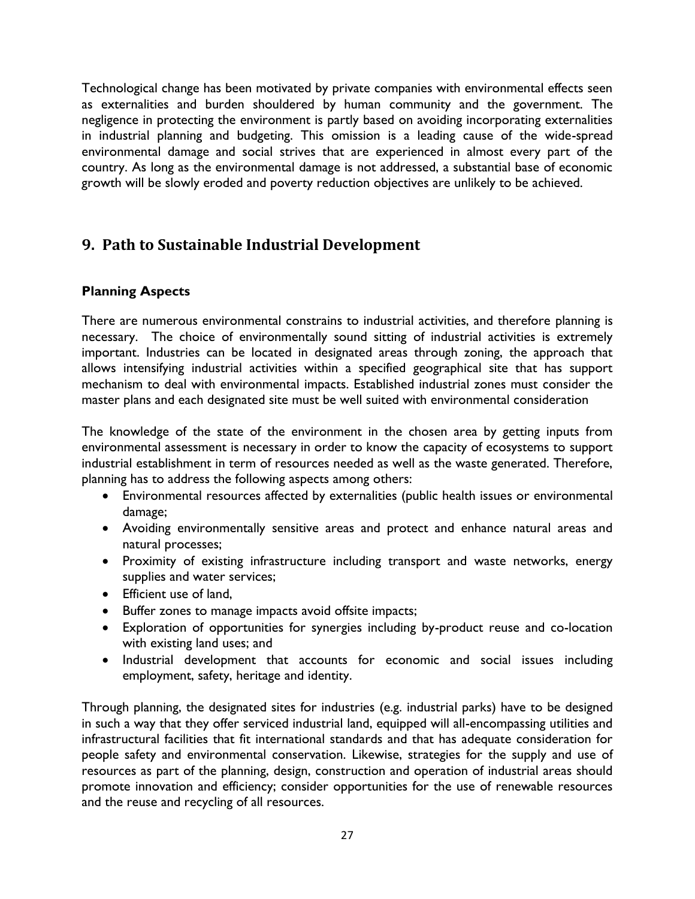Technological change has been motivated by private companies with environmental effects seen as externalities and burden shouldered by human community and the government. The negligence in protecting the environment is partly based on avoiding incorporating externalities in industrial planning and budgeting. This omission is a leading cause of the wide-spread environmental damage and social strives that are experienced in almost every part of the country. As long as the environmental damage is not addressed, a substantial base of economic growth will be slowly eroded and poverty reduction objectives are unlikely to be achieved.

## 9. Path to Sustainable Industrial Development

### Planning Aspects

There are numerous environmental constrains to industrial activities, and therefore planning is necessary. The choice of environmentally sound sitting of industrial activities is extremely important. Industries can be located in designated areas through zoning, the approach that allows intensifying industrial activities within a specified geographical site that has support mechanism to deal with environmental impacts. Established industrial zones must consider the master plans and each designated site must be well suited with environmental consideration

The knowledge of the state of the environment in the chosen area by getting inputs from environmental assessment is necessary in order to know the capacity of ecosystems to support industrial establishment in term of resources needed as well as the waste generated. Therefore, planning has to address the following aspects among others:

- Environmental resources affected by externalities (public health issues or environmental damage;
- Avoiding environmentally sensitive areas and protect and enhance natural areas and natural processes;
- Proximity of existing infrastructure including transport and waste networks, energy supplies and water services;
- Efficient use of land,
- Buffer zones to manage impacts avoid offsite impacts;
- Exploration of opportunities for synergies including by-product reuse and co-location with existing land uses; and
- Industrial development that accounts for economic and social issues including employment, safety, heritage and identity.

Through planning, the designated sites for industries (e.g. industrial parks) have to be designed in such a way that they offer serviced industrial land, equipped will all-encompassing utilities and infrastructural facilities that fit international standards and that has adequate consideration for people safety and environmental conservation. Likewise, strategies for the supply and use of resources as part of the planning, design, construction and operation of industrial areas should promote innovation and efficiency; consider opportunities for the use of renewable resources and the reuse and recycling of all resources.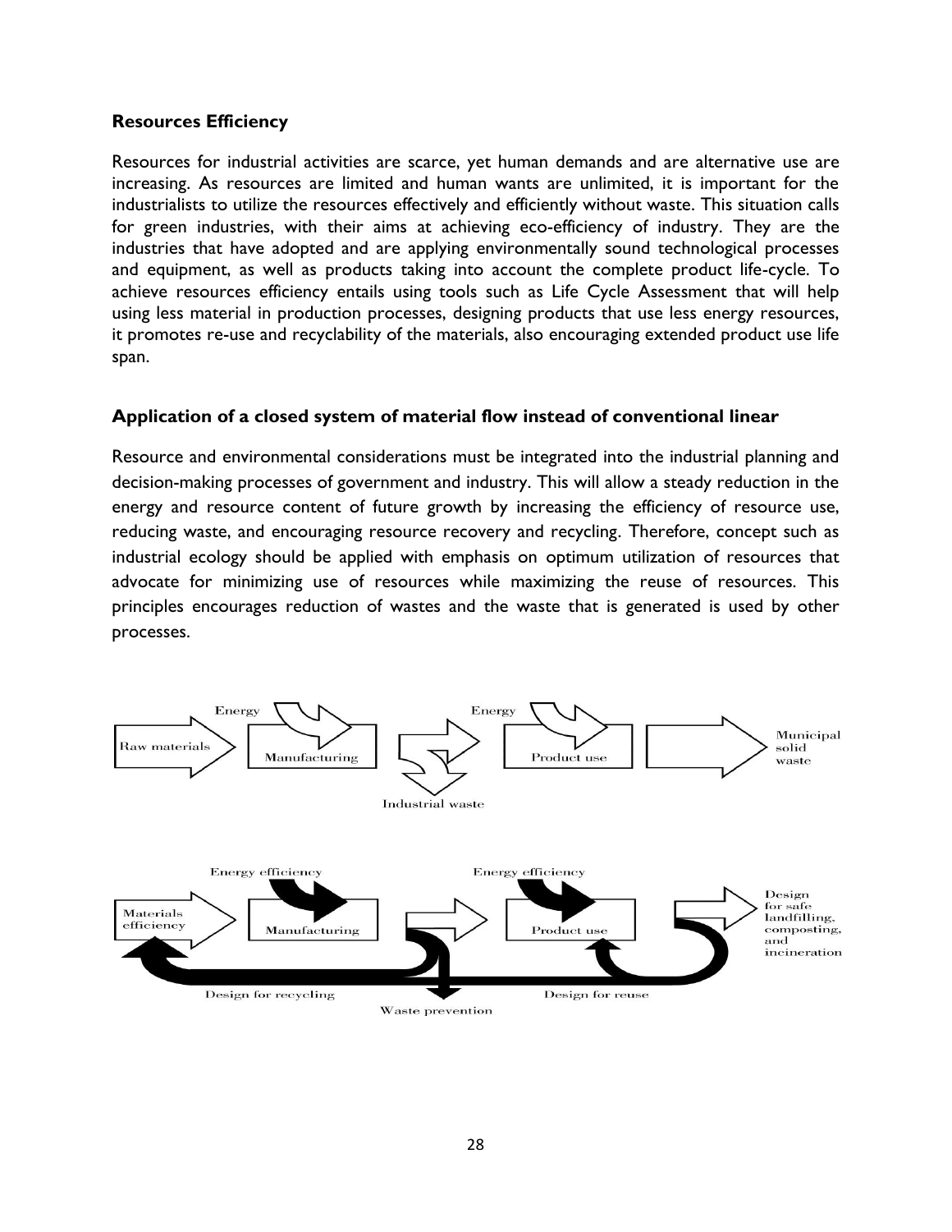**Resources Efficiency**

Resources for industrial activities are scarce, yet human demands and are alternative use are increasing. As resources are limited and human wants are unlimited, it is important for the industrialists to utilize the resources effectively and efficiently without waste. This situation calls for green industries, with their aims at achieving eco-efficiency of industry. They are the industries that have adopted and are applying environmentally sound technological processes and equipment, as well as products taking into account the complete product life-cycle. To achieve resources efficiency entails using tools such as Life Cycle Assessment that will help using less material in production processes, designing products that use less energy resources, it promotes re-use and recyclability of the materials, also encouraging extended product use life span.

**Application of a closed system of material flow instead of conventional linear**

Resource and environmental considerations must be integrated into the industrial planning and decision-making processes of government and industry. This will allow a steady reduction in the energy and resource content of future growth by increasing the efficiency of resource use, reducing waste, and encouraging resource recovery and recycling. Therefore, concept such as industrial ecology should be applied with emphasis on optimum utilization of resources that advocate for minimizing use of resources while maximizing the reuse of resources. This principles encourages reduction of wastes and the waste that is generated is used by other processes.

Energy | Raw materials | Manufacturing | Industrial waste | Energy | Product use | Municipal solid waste

Energy efficiency | Materials efficiency | Manufacturing | Energy efficiency | Product use | Design for safe landfilling, composting, and incineration | Design for recycling | Waste prevention | Design for reuse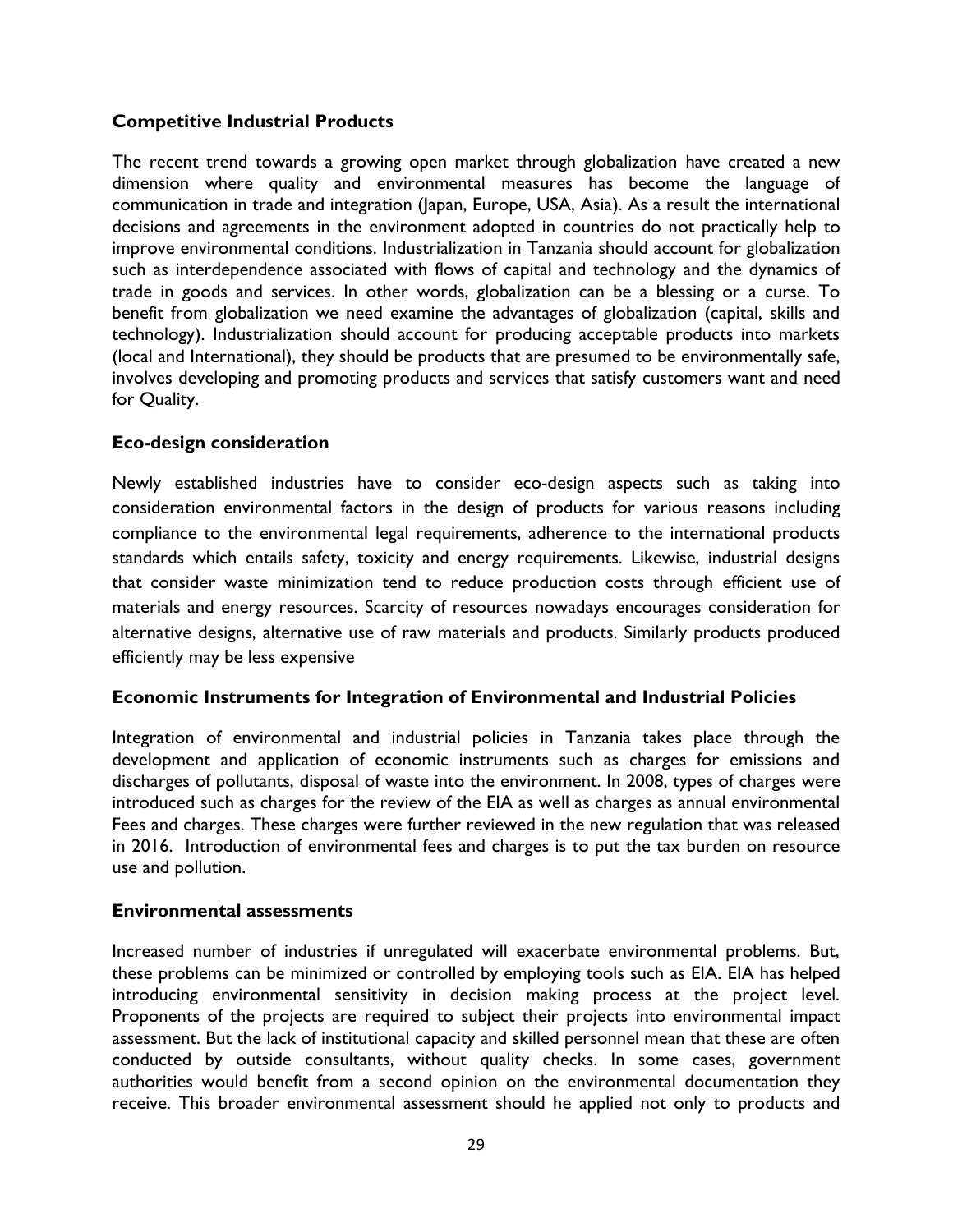### Competitive Industrial Products

The recent trend towards a growing open market through globalization have created a new dimension where quality and environmental measures has become the language of communication in trade and integration (Japan, Europe, USA, Asia). As a result the international decisions and agreements in the environment adopted in countries do not practically help to improve environmental conditions. Industrialization in Tanzania should account for globalization such as interdependence associated with flows of capital and technology and the dynamics of trade in goods and services. In other words, globalization can be a blessing or a curse. To benefit from globalization we need examine the advantages of globalization (capital, skills and technology). Industrialization should account for producing acceptable products into markets (local and International), they should be products that are presumed to be environmentally safe, involves developing and promoting products and services that satisfy customers want and need for Quality.

### Eco-design consideration

Newly established industries have to consider eco-design aspects such as taking into consideration environmental factors in the design of products for various reasons including compliance to the environmental legal requirements, adherence to the international products standards which entails safety, toxicity and energy requirements. Likewise, industrial designs that consider waste minimization tend to reduce production costs through efficient use of materials and energy resources. Scarcity of resources nowadays encourages consideration for alternative designs, alternative use of raw materials and products. Similarly products produced efficiently may be less expensive

### Economic Instruments for Integration of Environmental and Industrial Policies

Integration of environmental and industrial policies in Tanzania takes place through the development and application of economic instruments such as charges for emissions and discharges of pollutants, disposal of waste into the environment. In 2008, types of charges were introduced such as charges for the review of the EIA as well as charges as annual environmental Fees and charges. These charges were further reviewed in the new regulation that was released in 2016. Introduction of environmental fees and charges is to put the tax burden on resource use and pollution.

### Environmental assessments

Increased number of industries if unregulated will exacerbate environmental problems. But, these problems can be minimized or controlled by employing tools such as EIA. EIA has helped introducing environmental sensitivity in decision making process at the project level. Proponents of the projects are required to subject their projects into environmental impact assessment. But the lack of institutional capacity and skilled personnel mean that these are often conducted by outside consultants, without quality checks. In some cases, government authorities would benefit from a second opinion on the environmental documentation they receive. This broader environmental assessment should he applied not only to products and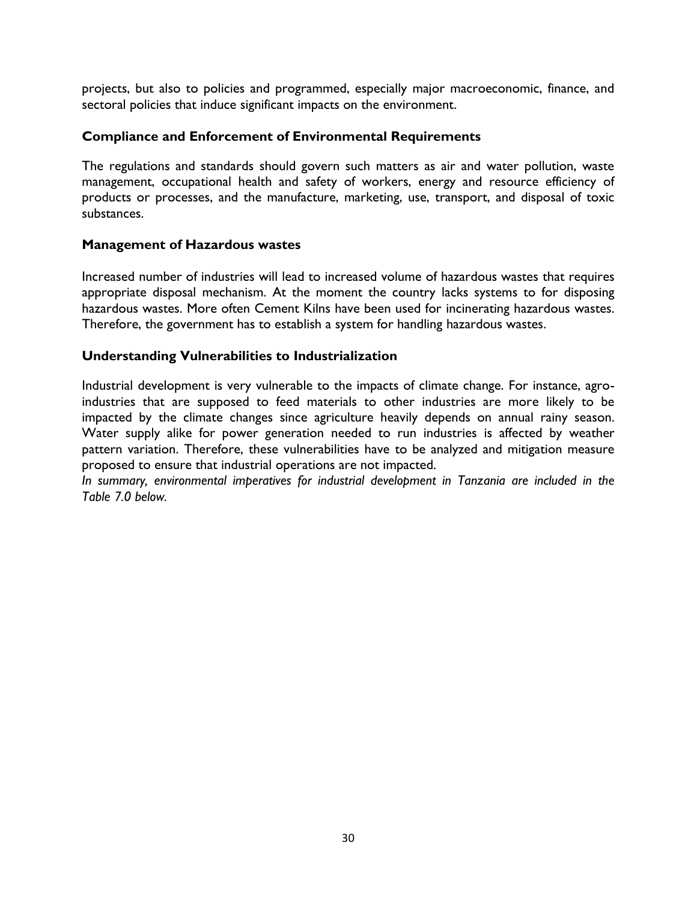projects, but also to policies and programmed, especially major macroeconomic, finance, and sectoral policies that induce significant impacts on the environment.

### Compliance and Enforcement of Environmental Requirements

The regulations and standards should govern such matters as air and water pollution, waste management, occupational health and safety of workers, energy and resource efficiency of products or processes, and the manufacture, marketing, use, transport, and disposal of toxic substances.

### Management of Hazardous wastes

Increased number of industries will lead to increased volume of hazardous wastes that requires appropriate disposal mechanism. At the moment the country lacks systems to for disposing hazardous wastes. More often Cement Kilns have been used for incinerating hazardous wastes. Therefore, the government has to establish a system for handling hazardous wastes.

### Understanding Vulnerabilities to Industrialization

Industrial development is very vulnerable to the impacts of climate change. For instance, agro-industries that are supposed to feed materials to other industries are more likely to be impacted by the climate changes since agriculture heavily depends on annual rainy season. Water supply alike for power generation needed to run industries is affected by weather pattern variation. Therefore, these vulnerabilities have to be analyzed and mitigation measure proposed to ensure that industrial operations are not impacted.

*In summary, environmental imperatives for industrial development in Tanzania are included in the Table 7.0 below.*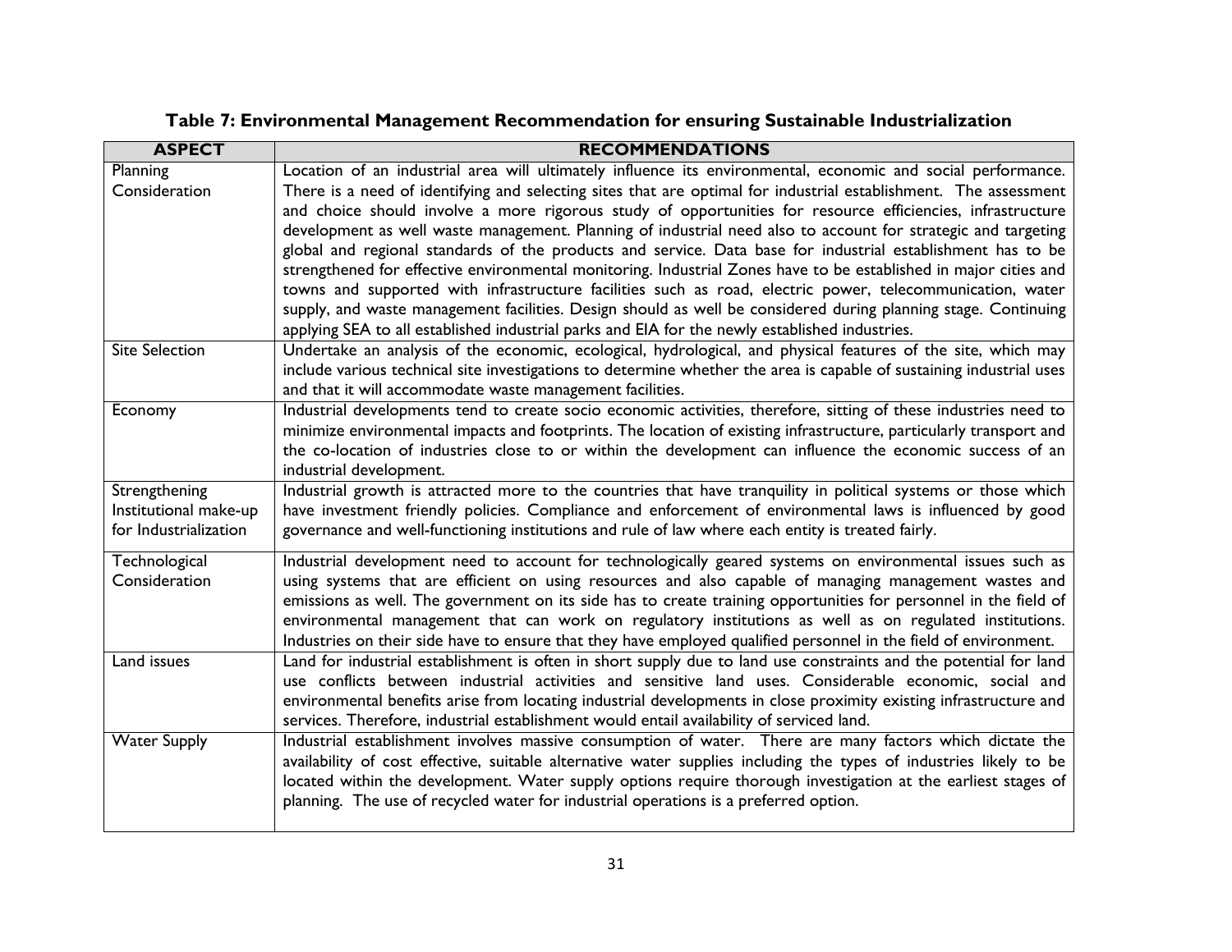**Table 7: Environmental Management Recommendation for ensuring Sustainable Industrialization**

| ASPECT | RECOMMENDATIONS |
|---|---|
| Planning Consideration | Location of an industrial area will ultimately influence its environmental, economic and social performance. There is a need of identifying and selecting sites that are optimal for industrial establishment. The assessment and choice should involve a more rigorous study of opportunities for resource efficiencies, infrastructure development as well waste management. Planning of industrial need also to account for strategic and targeting global and regional standards of the products and service. Data base for industrial establishment has to be strengthened for effective environmental monitoring. Industrial Zones have to be established in major cities and towns and supported with infrastructure facilities such as road, electric power, telecommunication, water supply, and waste management facilities. Design should as well be considered during planning stage. Continuing applying SEA to all established industrial parks and EIA for the newly established industries. |
| Site Selection | Undertake an analysis of the economic, ecological, hydrological, and physical features of the site, which may include various technical site investigations to determine whether the area is capable of sustaining industrial uses and that it will accommodate waste management facilities. |
| Economy | Industrial developments tend to create socio economic activities, therefore, sitting of these industries need to minimize environmental impacts and footprints. The location of existing infrastructure, particularly transport and the co-location of industries close to or within the development can influence the economic success of an industrial development. |
| Strengthening Institutional make-up for Industrialization | Industrial growth is attracted more to the countries that have tranquility in political systems or those which have investment friendly policies. Compliance and enforcement of environmental laws is influenced by good governance and well-functioning institutions and rule of law where each entity is treated fairly. |
| Technological Consideration | Industrial development need to account for technologically geared systems on environmental issues such as using systems that are efficient on using resources and also capable of managing management wastes and emissions as well. The government on its side has to create training opportunities for personnel in the field of environmental management that can work on regulatory institutions as well as on regulated institutions. Industries on their side have to ensure that they have employed qualified personnel in the field of environment. |
| Land issues | Land for industrial establishment is often in short supply due to land use constraints and the potential for land use conflicts between industrial activities and sensitive land uses. Considerable economic, social and environmental benefits arise from locating industrial developments in close proximity existing infrastructure and services. Therefore, industrial establishment would entail availability of serviced land. |
| Water Supply | Industrial establishment involves massive consumption of water. There are many factors which dictate the availability of cost effective, suitable alternative water supplies including the types of industries likely to be located within the development. Water supply options require thorough investigation at the earliest stages of planning. The use of recycled water for industrial operations is a preferred option. |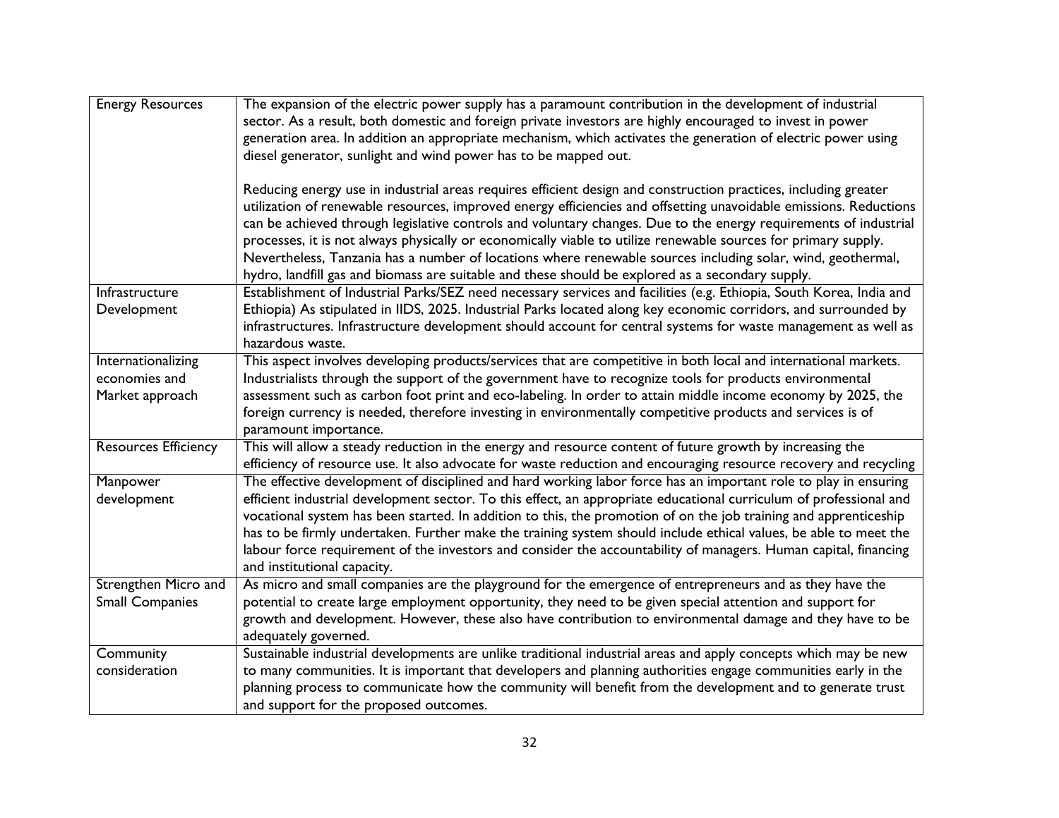| | |
|---|---|
| Energy Resources | The expansion of the electric power supply has a paramount contribution in the development of industrial sector. As a result, both domestic and foreign private investors are highly encouraged to invest in power generation area. In addition an appropriate mechanism, which activates the generation of electric power using diesel generator, sunlight and wind power has to be mapped out.<br><br>Reducing energy use in industrial areas requires efficient design and construction practices, including greater utilization of renewable resources, improved energy efficiencies and offsetting unavoidable emissions. Reductions can be achieved through legislative controls and voluntary changes. Due to the energy requirements of industrial processes, it is not always physically or economically viable to utilize renewable sources for primary supply. Nevertheless, Tanzania has a number of locations where renewable sources including solar, wind, geothermal, hydro, landfill gas and biomass are suitable and these should be explored as a secondary supply. |
| Infrastructure Development | Establishment of Industrial Parks/SEZ need necessary services and facilities (e.g. Ethiopia, South Korea, India and Ethiopia) As stipulated in IIDS, 2025. Industrial Parks located along key economic corridors, and surrounded by infrastructures. Infrastructure development should account for central systems for waste management as well as hazardous waste. |
| Internationalizing economies and Market approach | This aspect involves developing products/services that are competitive in both local and international markets. Industrialists through the support of the government have to recognize tools for products environmental assessment such as carbon foot print and eco-labeling. In order to attain middle income economy by 2025, the foreign currency is needed, therefore investing in environmentally competitive products and services is of paramount importance. |
| Resources Efficiency | This will allow a steady reduction in the energy and resource content of future growth by increasing the efficiency of resource use. It also advocate for waste reduction and encouraging resource recovery and recycling |
| Manpower development | The effective development of disciplined and hard working labor force has an important role to play in ensuring efficient industrial development sector. To this effect, an appropriate educational curriculum of professional and vocational system has been started. In addition to this, the promotion of on the job training and apprenticeship has to be firmly undertaken. Further make the training system should include ethical values, be able to meet the labour force requirement of the investors and consider the accountability of managers. Human capital, financing and institutional capacity. |
| Strengthen Micro and Small Companies | As micro and small companies are the playground for the emergence of entrepreneurs and as they have the potential to create large employment opportunity, they need to be given special attention and support for growth and development. However, these also have contribution to environmental damage and they have to be adequately governed. |
| Community consideration | Sustainable industrial developments are unlike traditional industrial areas and apply concepts which may be new to many communities. It is important that developers and planning authorities engage communities early in the planning process to communicate how the community will benefit from the development and to generate trust and support for the proposed outcomes. |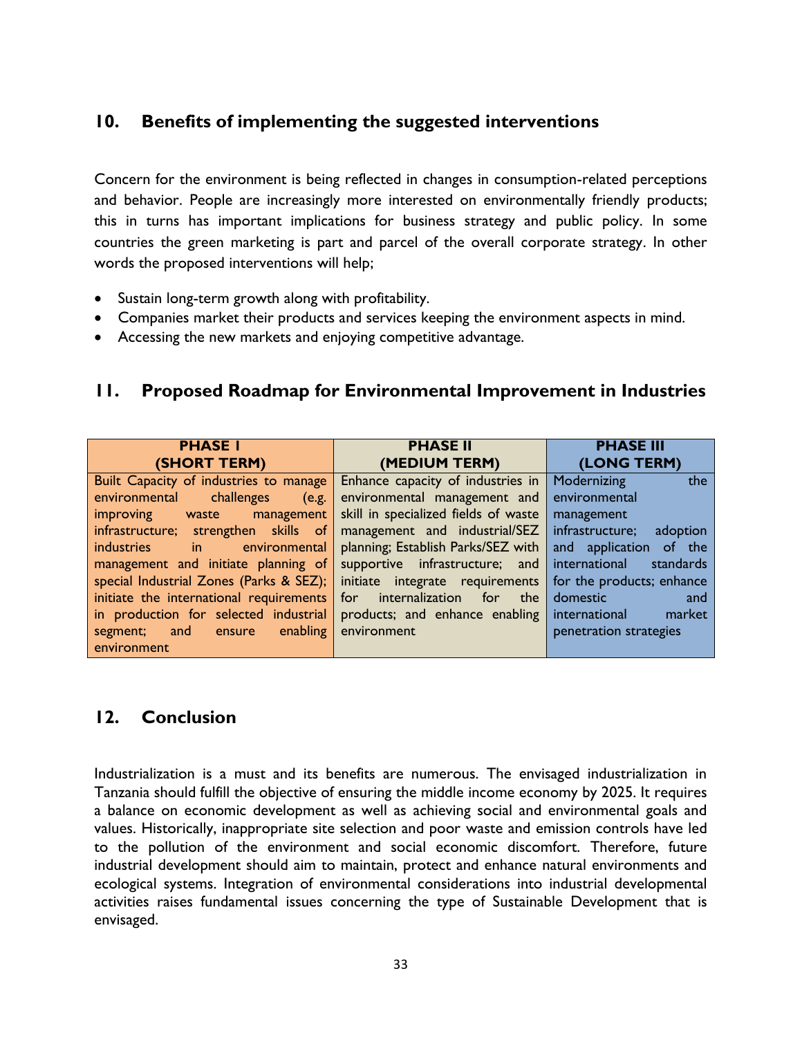## 10. Benefits of implementing the suggested interventions

Concern for the environment is being reflected in changes in consumption-related perceptions and behavior. People are increasingly more interested on environmentally friendly products; this in turns has important implications for business strategy and public policy. In some countries the green marketing is part and parcel of the overall corporate strategy. In other words the proposed interventions will help;

- Sustain long-term growth along with profitability.
- Companies market their products and services keeping the environment aspects in mind.
- Accessing the new markets and enjoying competitive advantage.

## 11. Proposed Roadmap for Environmental Improvement in Industries

| PHASE I (SHORT TERM) | PHASE II (MEDIUM TERM) | PHASE III (LONG TERM) |
|---|---|---|
| Built Capacity of industries to manage environmental challenges (e.g. improving waste management infrastructure; strengthen skills of industries in environmental management and initiate planning of special Industrial Zones (Parks & SEZ); initiate the international requirements in production for selected industrial segment; and ensure enabling environment | Enhance capacity of industries in environmental management and skill in specialized fields of waste management and industrial/SEZ planning; Establish Parks/SEZ with supportive infrastructure; and initiate integrate requirements for internalization for the products; and enhance enabling environment | Modernizing the environmental management infrastructure; adoption and application of the international standards for the products; enhance domestic and international market penetration strategies |

## 12. Conclusion

Industrialization is a must and its benefits are numerous. The envisaged industrialization in Tanzania should fulfill the objective of ensuring the middle income economy by 2025. It requires a balance on economic development as well as achieving social and environmental goals and values. Historically, inappropriate site selection and poor waste and emission controls have led to the pollution of the environment and social economic discomfort. Therefore, future industrial development should aim to maintain, protect and enhance natural environments and ecological systems. Integration of environmental considerations into industrial developmental activities raises fundamental issues concerning the type of Sustainable Development that is envisaged.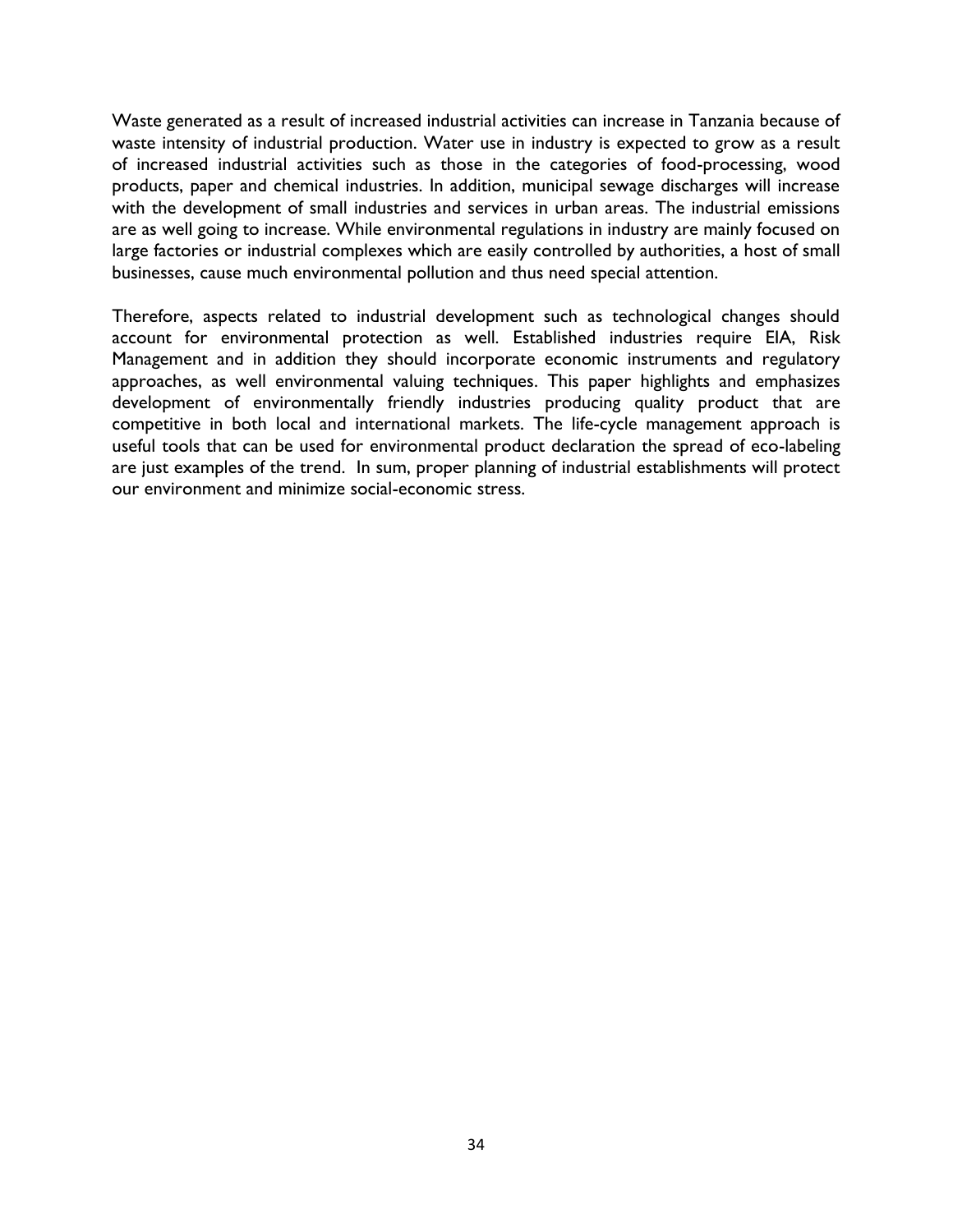Waste generated as a result of increased industrial activities can increase in Tanzania because of waste intensity of industrial production. Water use in industry is expected to grow as a result of increased industrial activities such as those in the categories of food-processing, wood products, paper and chemical industries. In addition, municipal sewage discharges will increase with the development of small industries and services in urban areas. The industrial emissions are as well going to increase. While environmental regulations in industry are mainly focused on large factories or industrial complexes which are easily controlled by authorities, a host of small businesses, cause much environmental pollution and thus need special attention.

Therefore, aspects related to industrial development such as technological changes should account for environmental protection as well. Established industries require EIA, Risk Management and in addition they should incorporate economic instruments and regulatory approaches, as well environmental valuing techniques. This paper highlights and emphasizes development of environmentally friendly industries producing quality product that are competitive in both local and international markets. The life-cycle management approach is useful tools that can be used for environmental product declaration the spread of eco-labeling are just examples of the trend. In sum, proper planning of industrial establishments will protect our environment and minimize social-economic stress.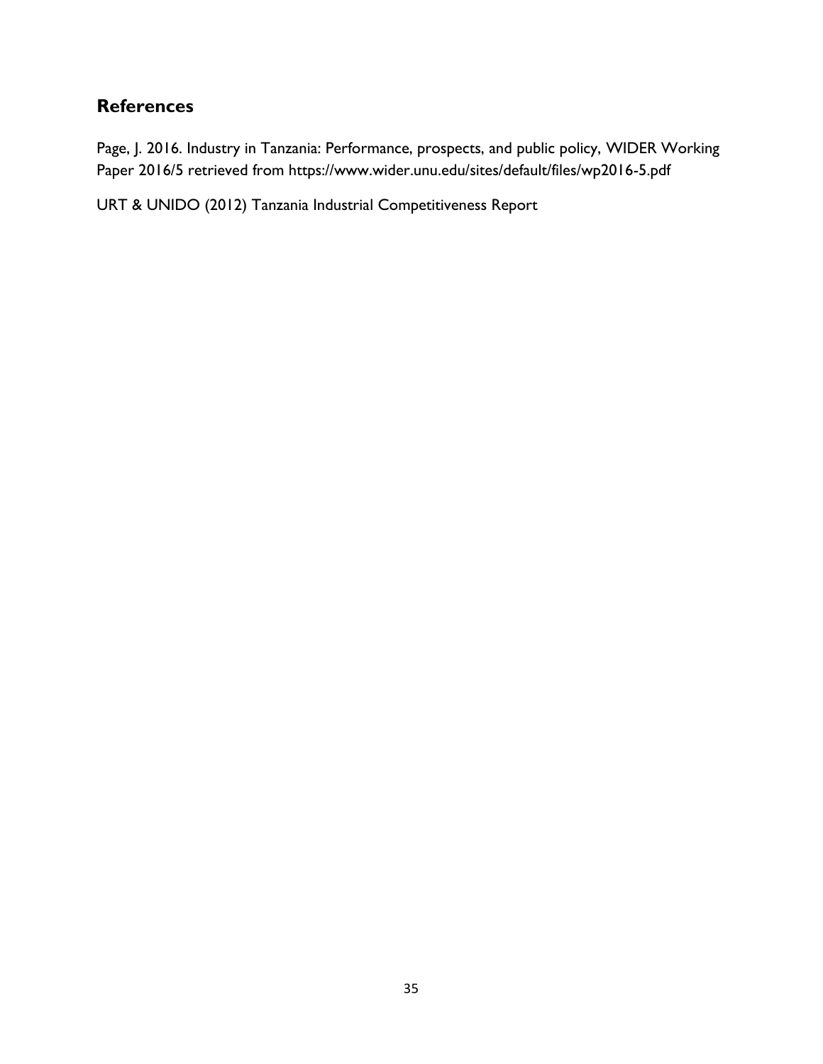## References

Page, J. 2016. Industry in Tanzania: Performance, prospects, and public policy, WIDER Working Paper 2016/5 retrieved from https://www.wider.unu.edu/sites/default/files/wp2016-5.pdf

URT & UNIDO (2012) Tanzania Industrial Competitiveness Report